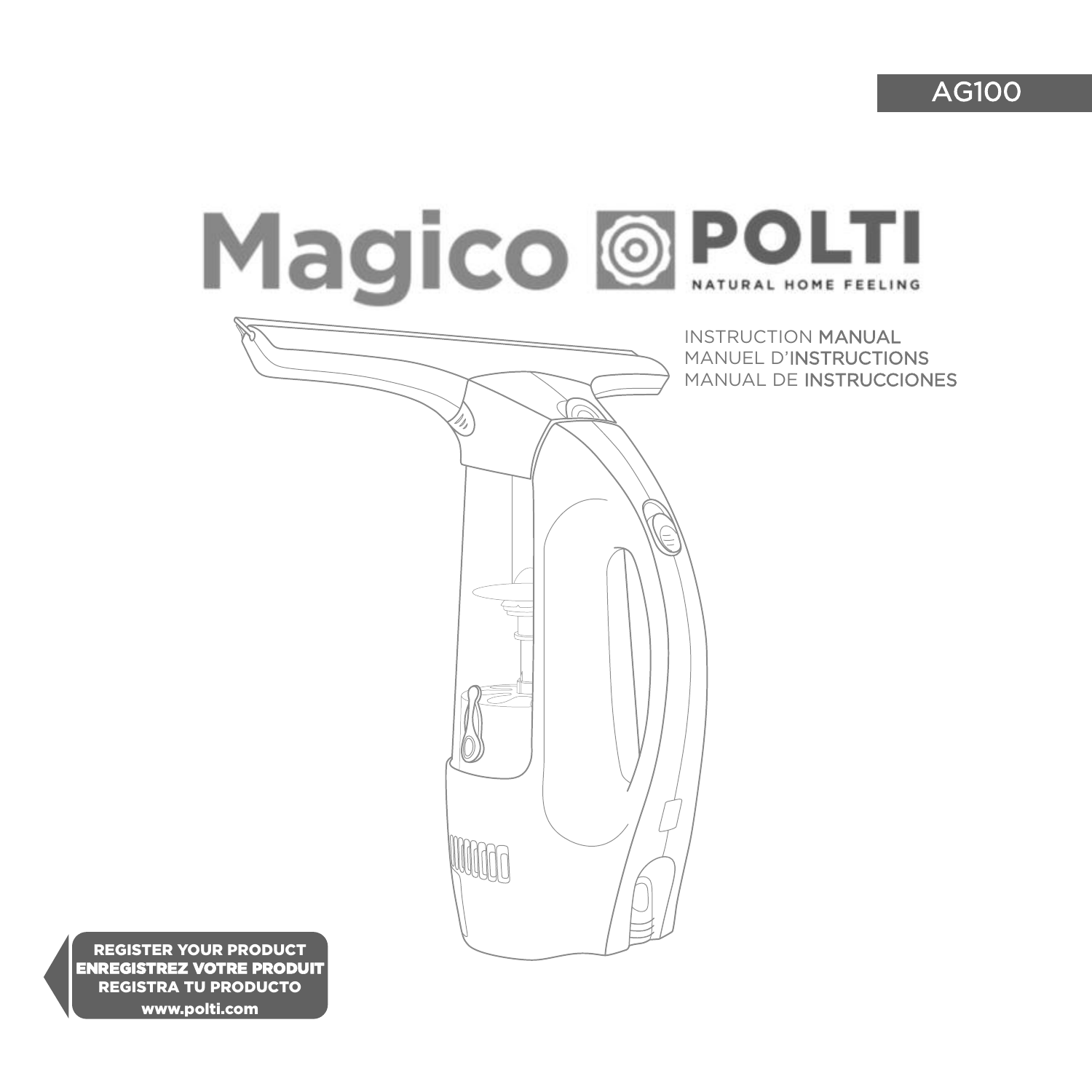AG100

# Magico POLTI

NATURAL HOME FEELING

INSTRUCTION MANUAL
MANUEL D'INSTRUCTIONS
MANUAL DE INSTRUCCIONES

**REGISTER YOUR PRODUCT**
**ENREGISTREZ VOTRE PRODUIT**
**REGISTRA TU PRODUCTO**
**www.polti.com**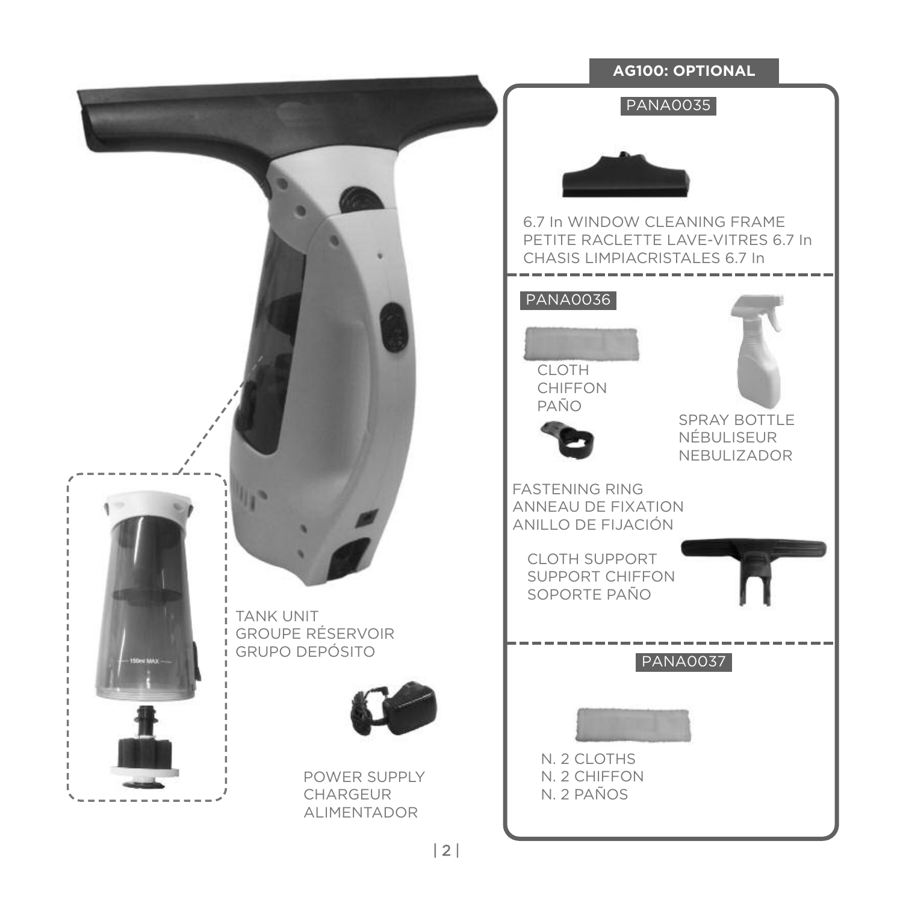TANK UNIT
GROUPE RÉSERVOIR
GRUPO DEPÓSITO

POWER SUPPLY
CHARGEUR
ALIMENTADOR

**AG100: OPTIONAL**

PANA0035

6.7 In WINDOW CLEANING FRAME
PETITE RACLETTE LAVE-VITRES 6.7 In
CHASIS LIMPIACRISTALES 6.7 In

PANA0036

CLOTH
CHIFFON
PAÑO

SPRAY BOTTLE
NÉBULISEUR
NEBULIZADOR

FASTENING RING
ANNEAU DE FIXATION
ANILLO DE FIJACIÓN

CLOTH SUPPORT
SUPPORT CHIFFON
SOPORTE PAÑO

PANA0037

N. 2 CLOTHS
N. 2 CHIFFON
N. 2 PAÑOS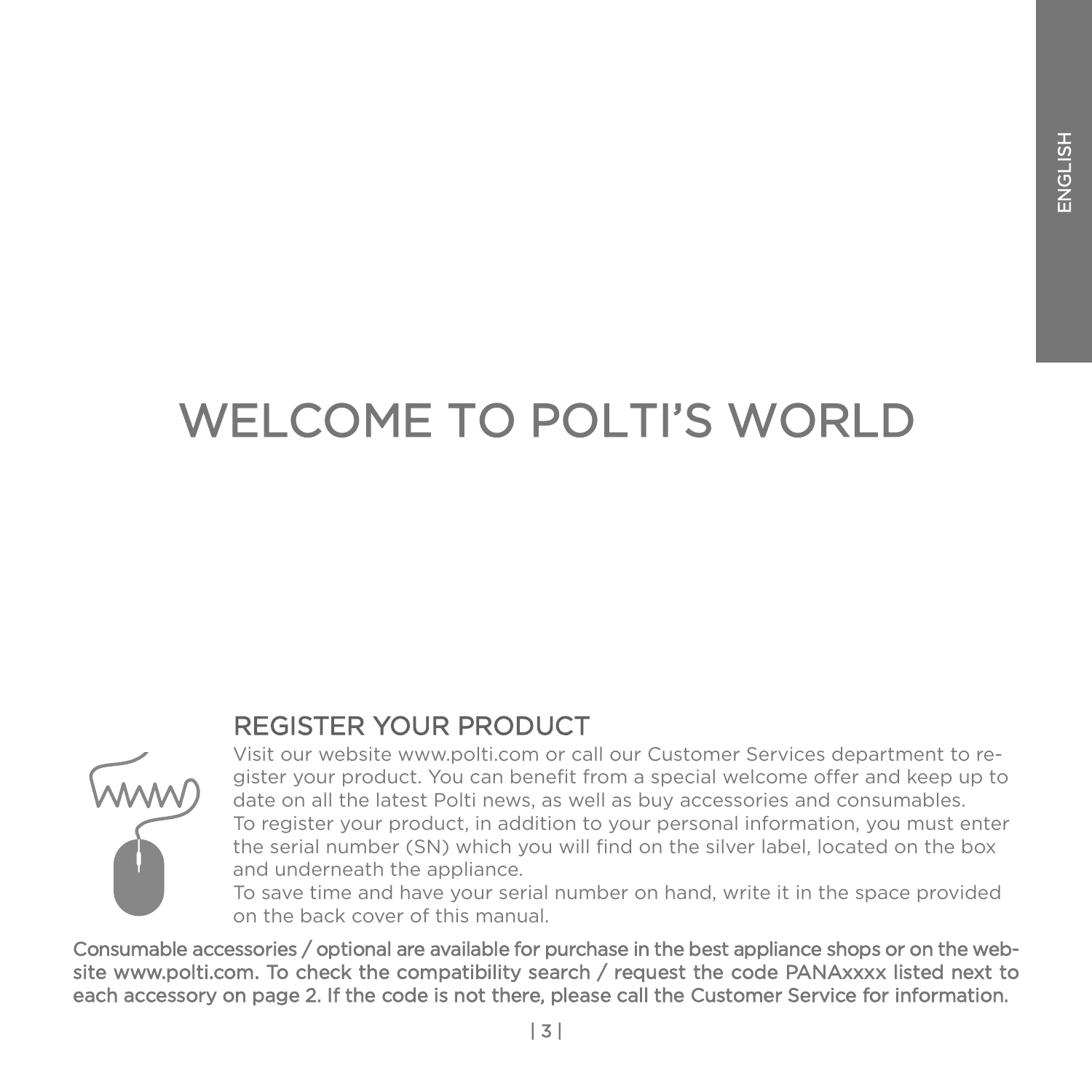# WELCOME TO POLTI'S WORLD

## REGISTER YOUR PRODUCT

Visit our website www.polti.com or call our Customer Services department to register your product. You can benefit from a special welcome offer and keep up to date on all the latest Polti news, as well as buy accessories and consumables.
To register your product, in addition to your personal information, you must enter the serial number (SN) which you will find on the silver label, located on the box and underneath the appliance.
To save time and have your serial number on hand, write it in the space provided on the back cover of this manual.

Consumable accessories / optional are available for purchase in the best appliance shops or on the website www.polti.com. To check the compatibility search / request the code PANAxxxx listed next to each accessory on page 2. If the code is not there, please call the Customer Service for information.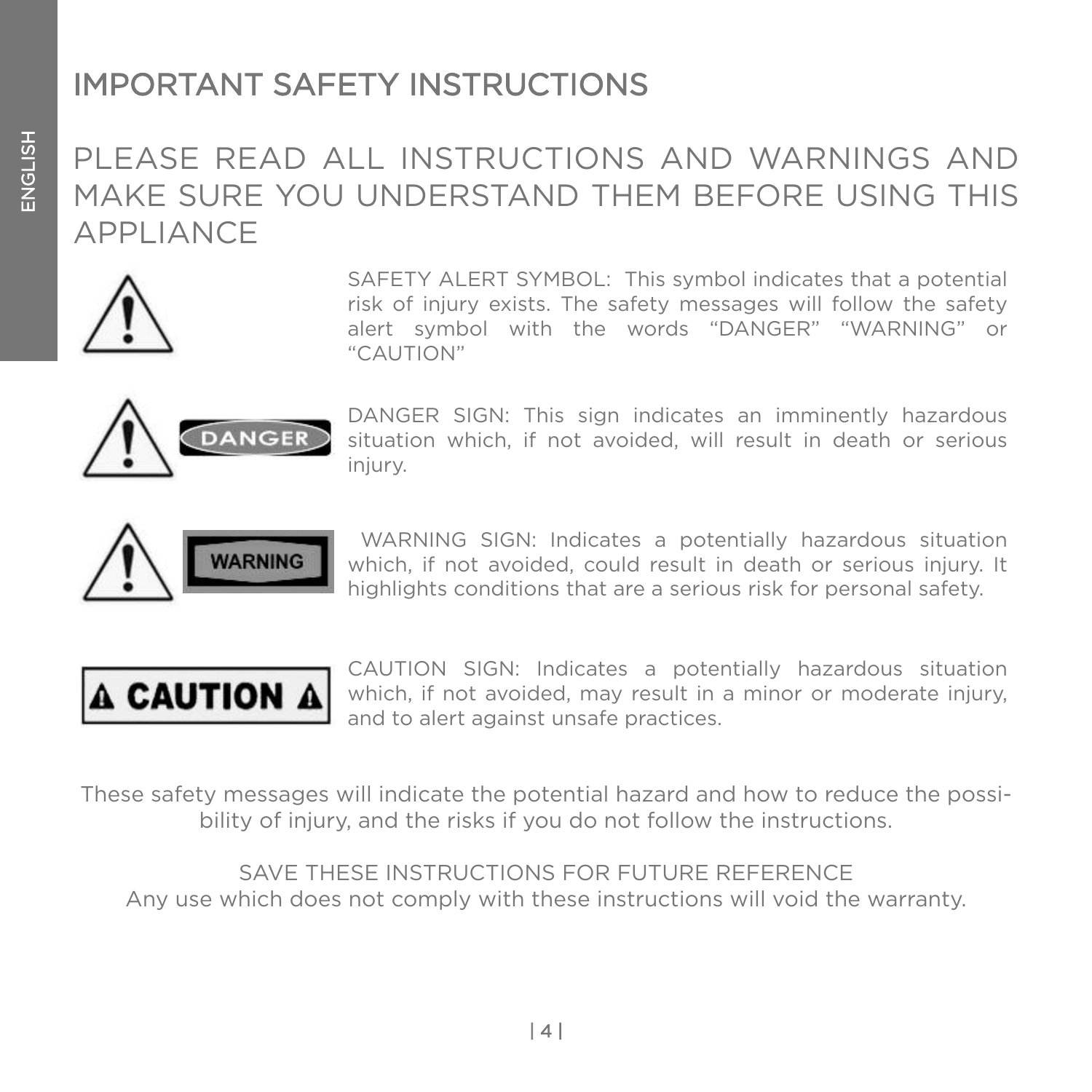# IMPORTANT SAFETY INSTRUCTIONS

## PLEASE READ ALL INSTRUCTIONS AND WARNINGS AND MAKE SURE YOU UNDERSTAND THEM BEFORE USING THIS APPLIANCE

SAFETY ALERT SYMBOL: This symbol indicates that a potential risk of injury exists. The safety messages will follow the safety alert symbol with the words "DANGER" "WARNING" or "CAUTION"

DANGER SIGN: This sign indicates an imminently hazardous situation which, if not avoided, will result in death or serious injury.

WARNING SIGN: Indicates a potentially hazardous situation which, if not avoided, could result in death or serious injury. It highlights conditions that are a serious risk for personal safety.

CAUTION SIGN: Indicates a potentially hazardous situation which, if not avoided, may result in a minor or moderate injury, and to alert against unsafe practices.

These safety messages will indicate the potential hazard and how to reduce the possibility of injury, and the risks if you do not follow the instructions.

SAVE THESE INSTRUCTIONS FOR FUTURE REFERENCE
Any use which does not comply with these instructions will void the warranty.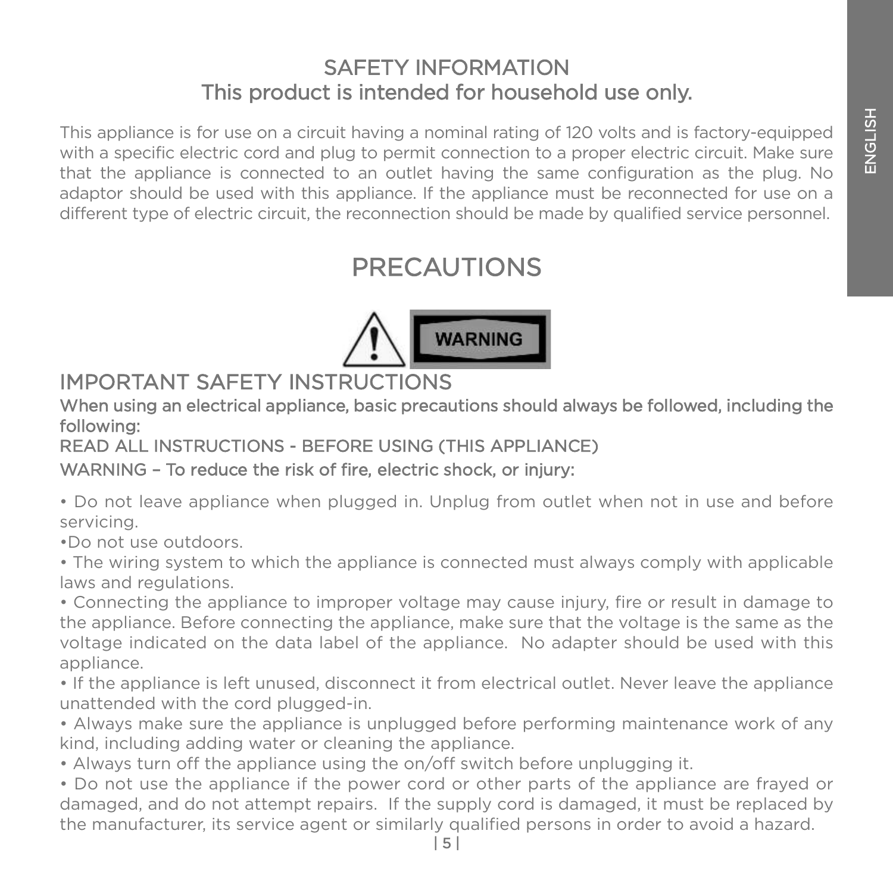# SAFETY INFORMATION

## This product is intended for household use only.

This appliance is for use on a circuit having a nominal rating of 120 volts and is factory-equipped with a specific electric cord and plug to permit connection to a proper electric circuit. Make sure that the appliance is connected to an outlet having the same configuration as the plug. No adaptor should be used with this appliance. If the appliance must be reconnected for use on a different type of electric circuit, the reconnection should be made by qualified service personnel.

# PRECAUTIONS

WARNING

## IMPORTANT SAFETY INSTRUCTIONS

**When using an electrical appliance, basic precautions should always be followed, including the following:**

READ ALL INSTRUCTIONS - BEFORE USING (THIS APPLIANCE)

WARNING – To reduce the risk of fire, electric shock, or injury:

- Do not leave appliance when plugged in. Unplug from outlet when not in use and before servicing.
- Do not use outdoors.
- The wiring system to which the appliance is connected must always comply with applicable laws and regulations.
- Connecting the appliance to improper voltage may cause injury, fire or result in damage to the appliance. Before connecting the appliance, make sure that the voltage is the same as the voltage indicated on the data label of the appliance. No adapter should be used with this appliance.
- If the appliance is left unused, disconnect it from electrical outlet. Never leave the appliance unattended with the cord plugged-in.
- Always make sure the appliance is unplugged before performing maintenance work of any kind, including adding water or cleaning the appliance.
- Always turn off the appliance using the on/off switch before unplugging it.
- Do not use the appliance if the power cord or other parts of the appliance are frayed or damaged, and do not attempt repairs. If the supply cord is damaged, it must be replaced by the manufacturer, its service agent or similarly qualified persons in order to avoid a hazard.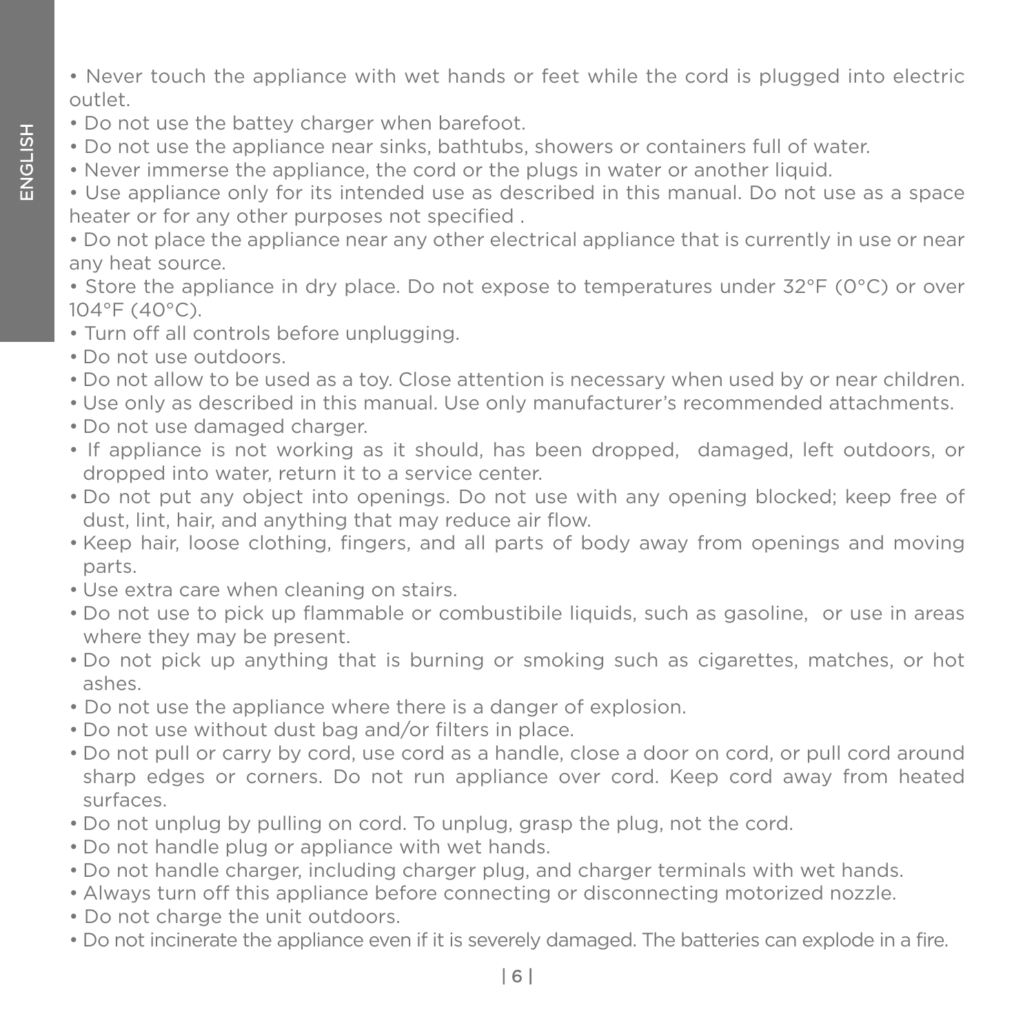- Never touch the appliance with wet hands or feet while the cord is plugged into electric outlet.
- Do not use the battey charger when barefoot.
- Do not use the appliance near sinks, bathtubs, showers or containers full of water.
- Never immerse the appliance, the cord or the plugs in water or another liquid.
- Use appliance only for its intended use as described in this manual. Do not use as a space heater or for any other purposes not specified .
- Do not place the appliance near any other electrical appliance that is currently in use or near any heat source.
- Store the appliance in dry place. Do not expose to temperatures under 32°F (0°C) or over 104°F (40°C).
- Turn off all controls before unplugging.
- Do not use outdoors.
- Do not allow to be used as a toy. Close attention is necessary when used by or near children.
- Use only as described in this manual. Use only manufacturer's recommended attachments.
- Do not use damaged charger.
- If appliance is not working as it should, has been dropped, damaged, left outdoors, or dropped into water, return it to a service center.
- Do not put any object into openings. Do not use with any opening blocked; keep free of dust, lint, hair, and anything that may reduce air flow.
- Keep hair, loose clothing, fingers, and all parts of body away from openings and moving parts.
- Use extra care when cleaning on stairs.
- Do not use to pick up flammable or combustibile liquids, such as gasoline, or use in areas where they may be present.
- Do not pick up anything that is burning or smoking such as cigarettes, matches, or hot ashes.
- Do not use the appliance where there is a danger of explosion.
- Do not use without dust bag and/or filters in place.
- Do not pull or carry by cord, use cord as a handle, close a door on cord, or pull cord around sharp edges or corners. Do not run appliance over cord. Keep cord away from heated surfaces.
- Do not unplug by pulling on cord. To unplug, grasp the plug, not the cord.
- Do not handle plug or appliance with wet hands.
- Do not handle charger, including charger plug, and charger terminals with wet hands.
- Always turn off this appliance before connecting or disconnecting motorized nozzle.
- Do not charge the unit outdoors.
- Do not incinerate the appliance even if it is severely damaged. The batteries can explode in a fire.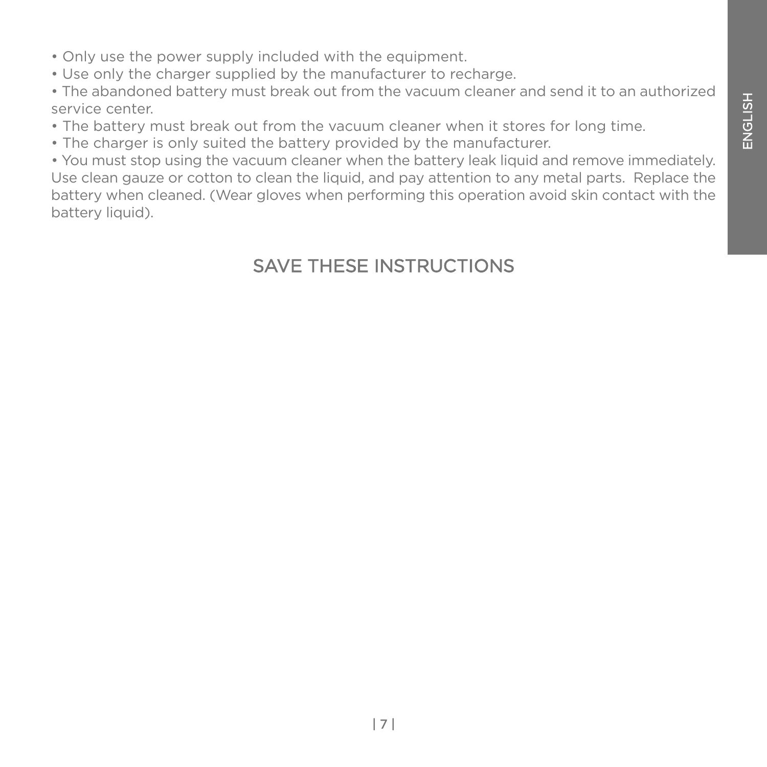- Only use the power supply included with the equipment.
- Use only the charger supplied by the manufacturer to recharge.
- The abandoned battery must break out from the vacuum cleaner and send it to an authorized service center.
- The battery must break out from the vacuum cleaner when it stores for long time.
- The charger is only suited the battery provided by the manufacturer.
- You must stop using the vacuum cleaner when the battery leak liquid and remove immediately. Use clean gauze or cotton to clean the liquid, and pay attention to any metal parts. Replace the battery when cleaned. (Wear gloves when performing this operation avoid skin contact with the battery liquid).

## SAVE THESE INSTRUCTIONS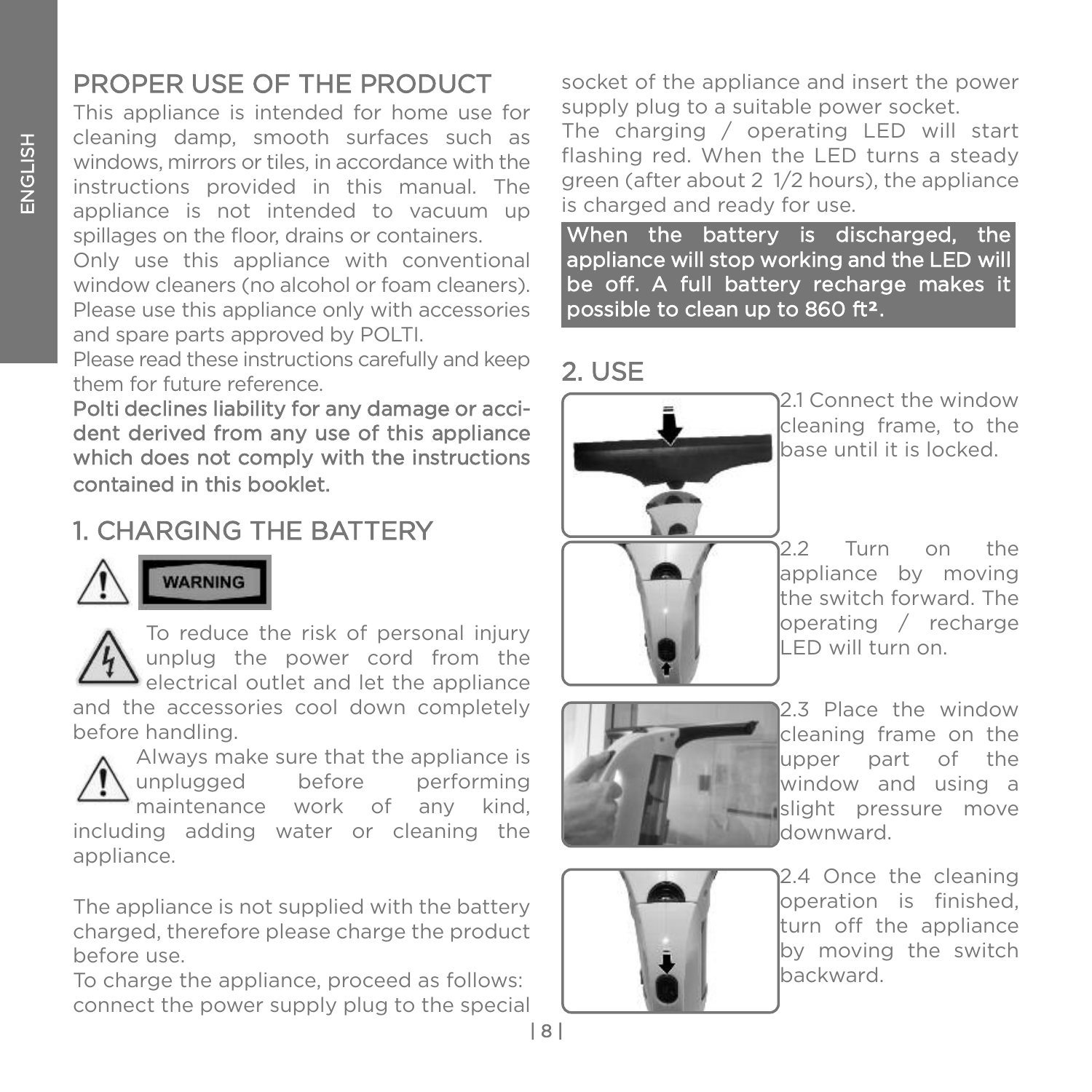## PROPER USE OF THE PRODUCT

This appliance is intended for home use for cleaning damp, smooth surfaces such as windows, mirrors or tiles, in accordance with the instructions provided in this manual. The appliance is not intended to vacuum up spillages on the floor, drains or containers.

Only use this appliance with conventional window cleaners (no alcohol or foam cleaners).

Please use this appliance only with accessories and spare parts approved by POLTI.

Please read these instructions carefully and keep them for future reference.

**Polti declines liability for any damage or accident derived from any use of this appliance which does not comply with the instructions contained in this booklet.**

## 1. CHARGING THE BATTERY

WARNING

To reduce the risk of personal injury unplug the power cord from the electrical outlet and let the appliance and the accessories cool down completely before handling.

Always make sure that the appliance is unplugged before performing maintenance work of any kind, including adding water or cleaning the appliance.

The appliance is not supplied with the battery charged, therefore please charge the product before use.

To charge the appliance, proceed as follows: connect the power supply plug to the special socket of the appliance and insert the power supply plug to a suitable power socket.

The charging / operating LED will start flashing red. When the LED turns a steady green (after about 2 1/2 hours), the appliance is charged and ready for use.

**When the battery is discharged, the appliance will stop working and the LED will be off. A full battery recharge makes it possible to clean up to 860 ft².**

## 2. USE

2.1 Connect the window cleaning frame, to the base until it is locked.

2.2 Turn on the appliance by moving the switch forward. The operating / recharge LED will turn on.

2.3 Place the window cleaning frame on the upper part of the window and using a slight pressure move downward.

2.4 Once the cleaning operation is finished, turn off the appliance by moving the switch backward.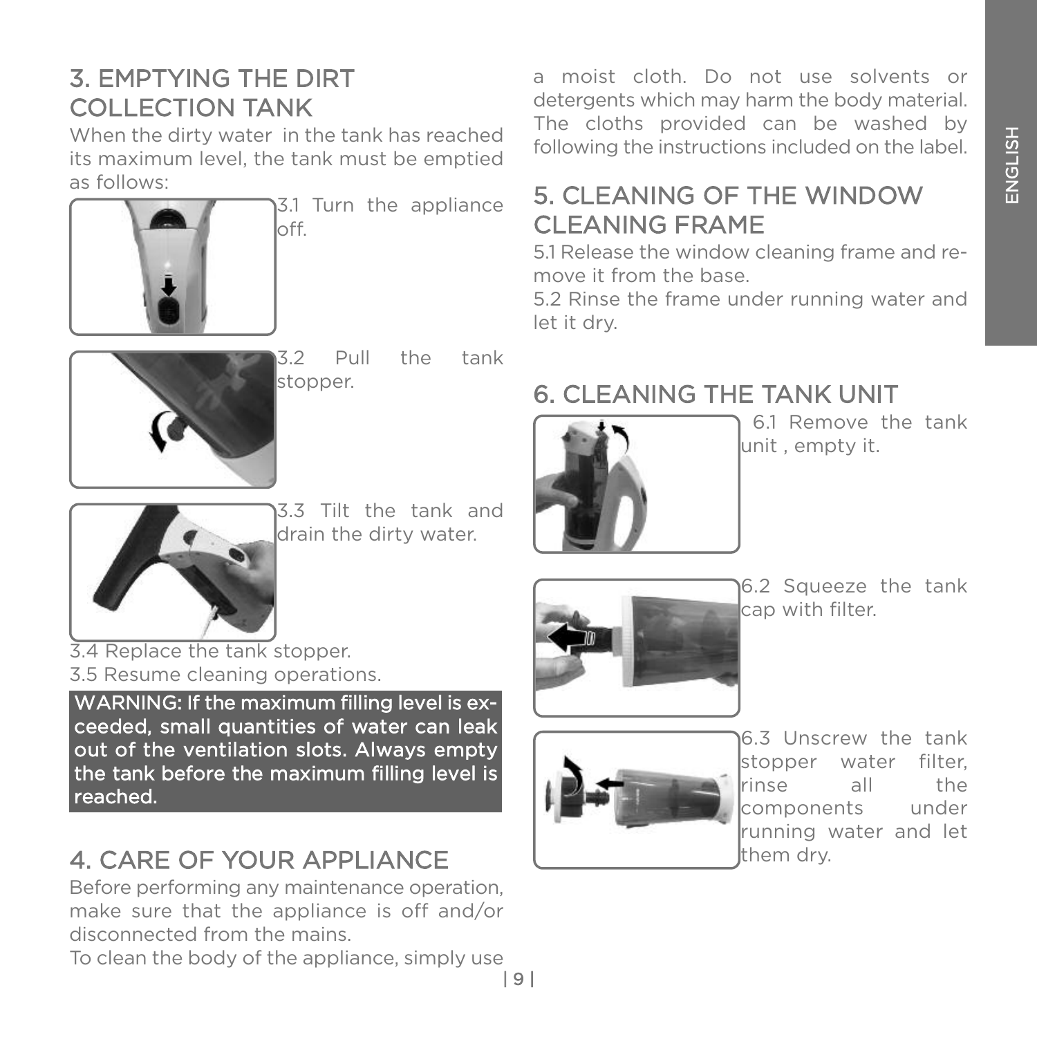## 3. EMPTYING THE DIRT COLLECTION TANK

When the dirty water in the tank has reached its maximum level, the tank must be emptied as follows:

3.1 Turn the appliance off.

3.2 Pull the tank stopper.

3.3 Tilt the tank and drain the dirty water.

3.4 Replace the tank stopper.

3.5 Resume cleaning operations.

**WARNING: If the maximum filling level is exceeded, small quantities of water can leak out of the ventilation slots. Always empty the tank before the maximum filling level is reached.**

## 4. CARE OF YOUR APPLIANCE

Before performing any maintenance operation, make sure that the appliance is off and/or disconnected from the mains.

To clean the body of the appliance, simply use a moist cloth. Do not use solvents or detergents which may harm the body material. The cloths provided can be washed by following the instructions included on the label.

## 5. CLEANING OF THE WINDOW CLEANING FRAME

5.1 Release the window cleaning frame and remove it from the base.

5.2 Rinse the frame under running water and let it dry.

## 6. CLEANING THE TANK UNIT

6.1 Remove the tank unit , empty it.

6.2 Squeeze the tank cap with filter.

6.3 Unscrew the tank stopper water filter, rinse all the components under running water and let them dry.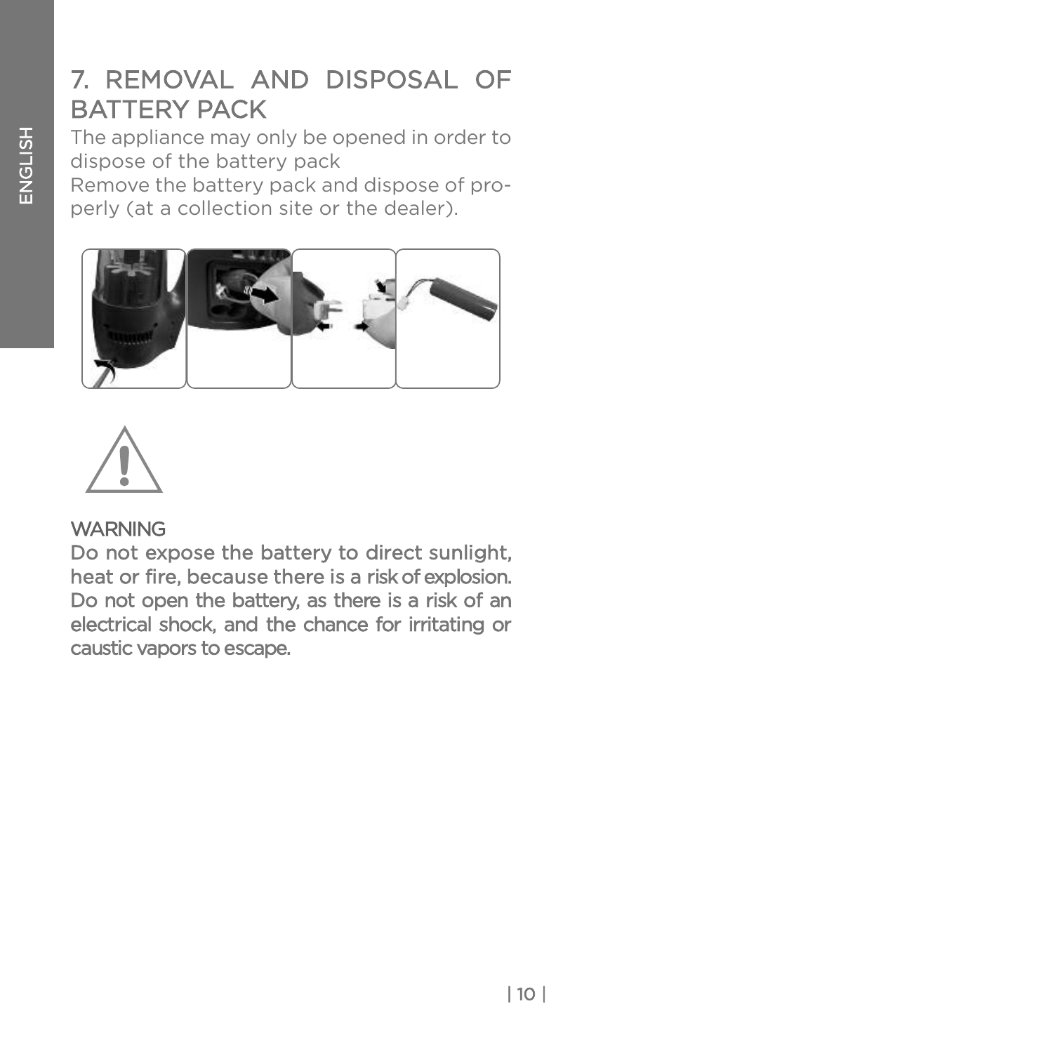## 7. REMOVAL AND DISPOSAL OF BATTERY PACK

The appliance may only be opened in order to dispose of the battery pack

Remove the battery pack and dispose of properly (at a collection site or the dealer).

WARNING

Do not expose the battery to direct sunlight, heat or fire, because there is a risk of explosion. Do not open the battery, as there is a risk of an electrical shock, and the chance for irritating or caustic vapors to escape.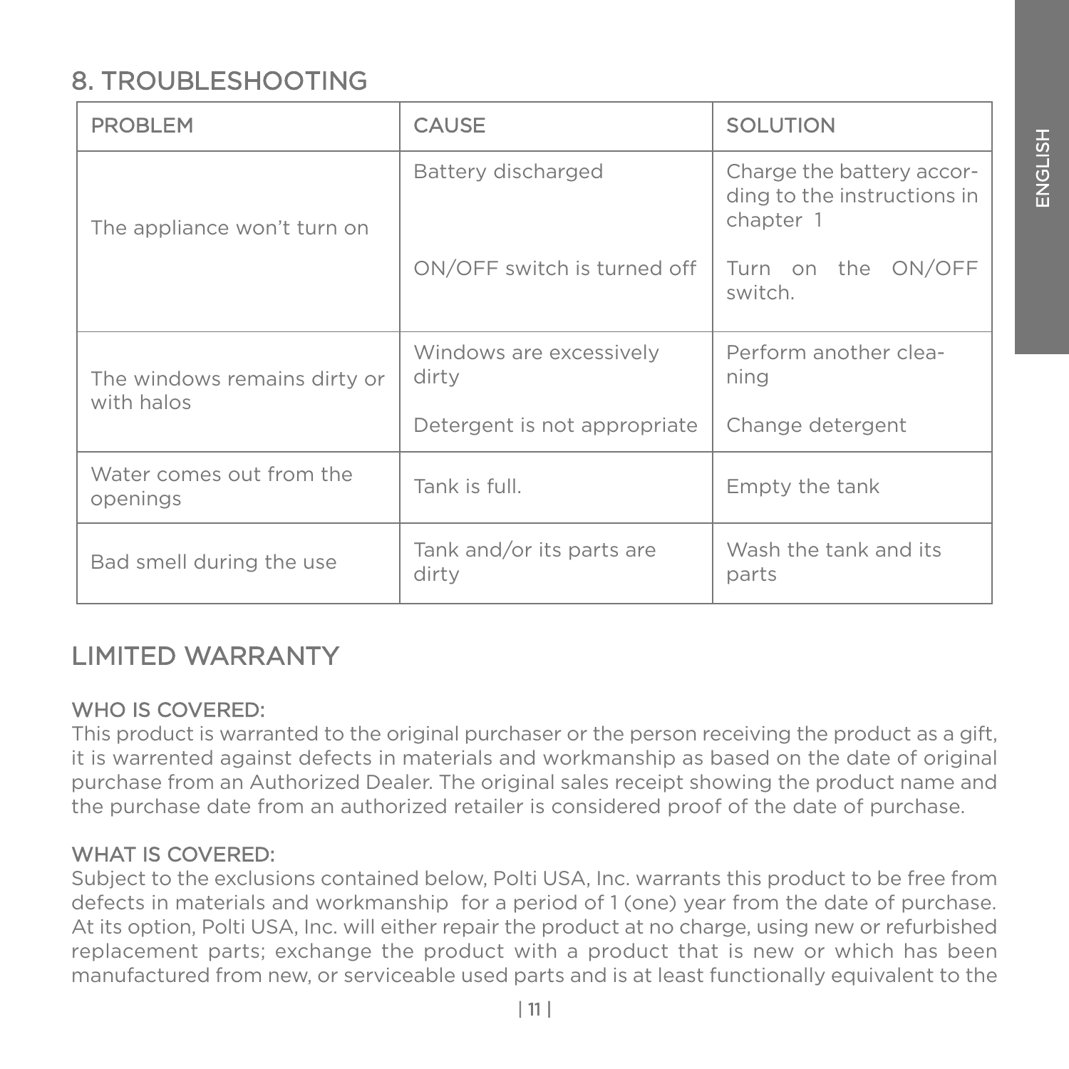## 8. TROUBLESHOOTING

| PROBLEM | CAUSE | SOLUTION |
|---|---|---|
| The appliance won't turn on | Battery discharged | Charge the battery according to the instructions in chapter 1 |
| | ON/OFF switch is turned off | Turn on the ON/OFF switch. |
| The windows remains dirty or with halos | Windows are excessively dirty | Perform another cleaning |
| | Detergent is not appropriate | Change detergent |
| Water comes out from the openings | Tank is full. | Empty the tank |
| Bad smell during the use | Tank and/or its parts are dirty | Wash the tank and its parts |

## LIMITED WARRANTY

### WHO IS COVERED:

This product is warranted to the original purchaser or the person receiving the product as a gift, it is warrented against defects in materials and workmanship as based on the date of original purchase from an Authorized Dealer. The original sales receipt showing the product name and the purchase date from an authorized retailer is considered proof of the date of purchase.

### WHAT IS COVERED:

Subject to the exclusions contained below, Polti USA, Inc. warrants this product to be free from defects in materials and workmanship for a period of 1 (one) year from the date of purchase. At its option, Polti USA, Inc. will either repair the product at no charge, using new or refurbished replacement parts; exchange the product with a product that is new or which has been manufactured from new, or serviceable used parts and is at least functionally equivalent to the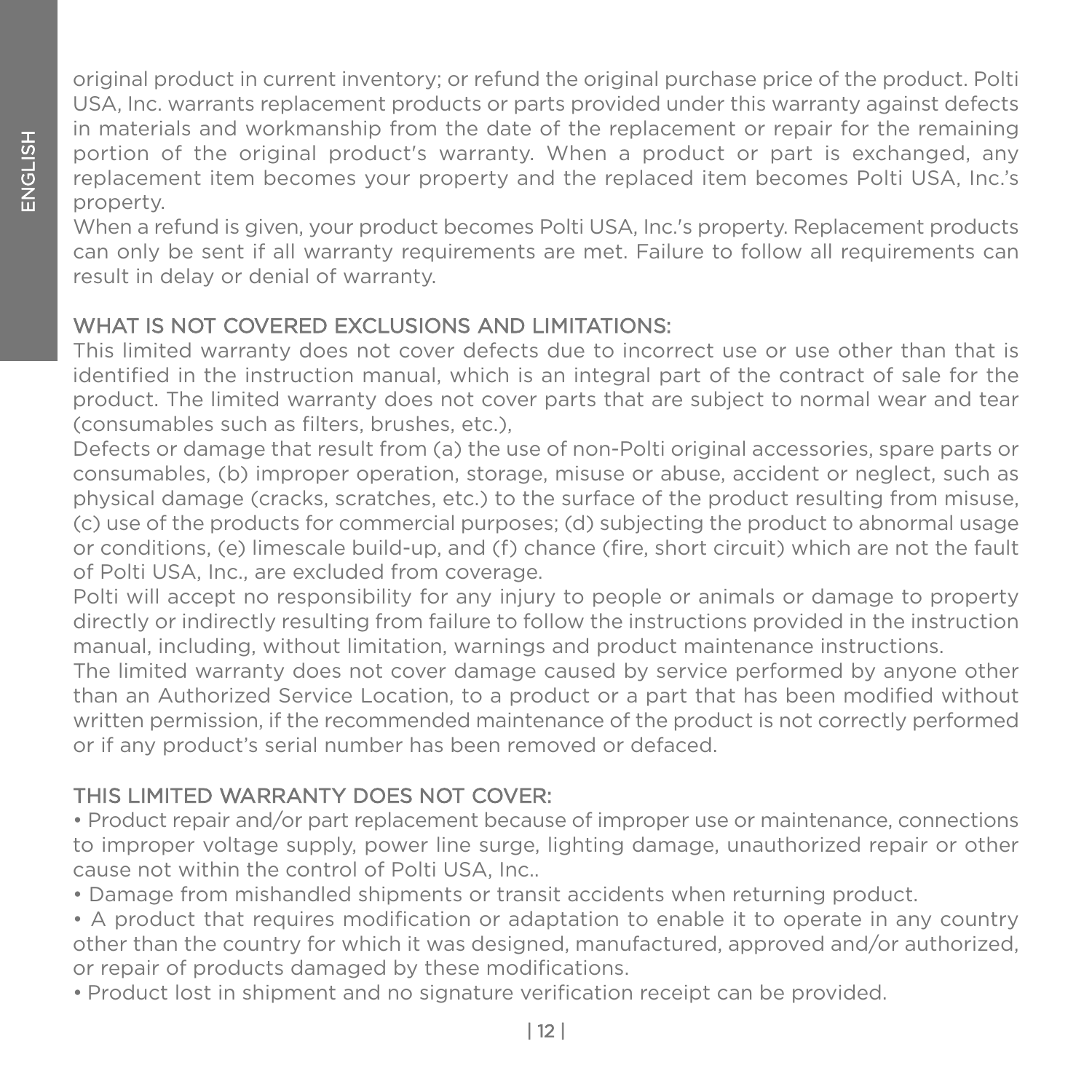original product in current inventory; or refund the original purchase price of the product. Polti USA, Inc. warrants replacement products or parts provided under this warranty against defects in materials and workmanship from the date of the replacement or repair for the remaining portion of the original product's warranty. When a product or part is exchanged, any replacement item becomes your property and the replaced item becomes Polti USA, Inc.'s property.

When a refund is given, your product becomes Polti USA, Inc.'s property. Replacement products can only be sent if all warranty requirements are met. Failure to follow all requirements can result in delay or denial of warranty.

## WHAT IS NOT COVERED EXCLUSIONS AND LIMITATIONS:

This limited warranty does not cover defects due to incorrect use or use other than that is identified in the instruction manual, which is an integral part of the contract of sale for the product. The limited warranty does not cover parts that are subject to normal wear and tear (consumables such as filters, brushes, etc.),

Defects or damage that result from (a) the use of non-Polti original accessories, spare parts or consumables, (b) improper operation, storage, misuse or abuse, accident or neglect, such as physical damage (cracks, scratches, etc.) to the surface of the product resulting from misuse, (c) use of the products for commercial purposes; (d) subjecting the product to abnormal usage or conditions, (e) limescale build-up, and (f) chance (fire, short circuit) which are not the fault of Polti USA, Inc., are excluded from coverage.

Polti will accept no responsibility for any injury to people or animals or damage to property directly or indirectly resulting from failure to follow the instructions provided in the instruction manual, including, without limitation, warnings and product maintenance instructions.

The limited warranty does not cover damage caused by service performed by anyone other than an Authorized Service Location, to a product or a part that has been modified without written permission, if the recommended maintenance of the product is not correctly performed or if any product's serial number has been removed or defaced.

## THIS LIMITED WARRANTY DOES NOT COVER:

- Product repair and/or part replacement because of improper use or maintenance, connections to improper voltage supply, power line surge, lighting damage, unauthorized repair or other cause not within the control of Polti USA, Inc..
- Damage from mishandled shipments or transit accidents when returning product.
- A product that requires modification or adaptation to enable it to operate in any country other than the country for which it was designed, manufactured, approved and/or authorized, or repair of products damaged by these modifications.
- Product lost in shipment and no signature verification receipt can be provided.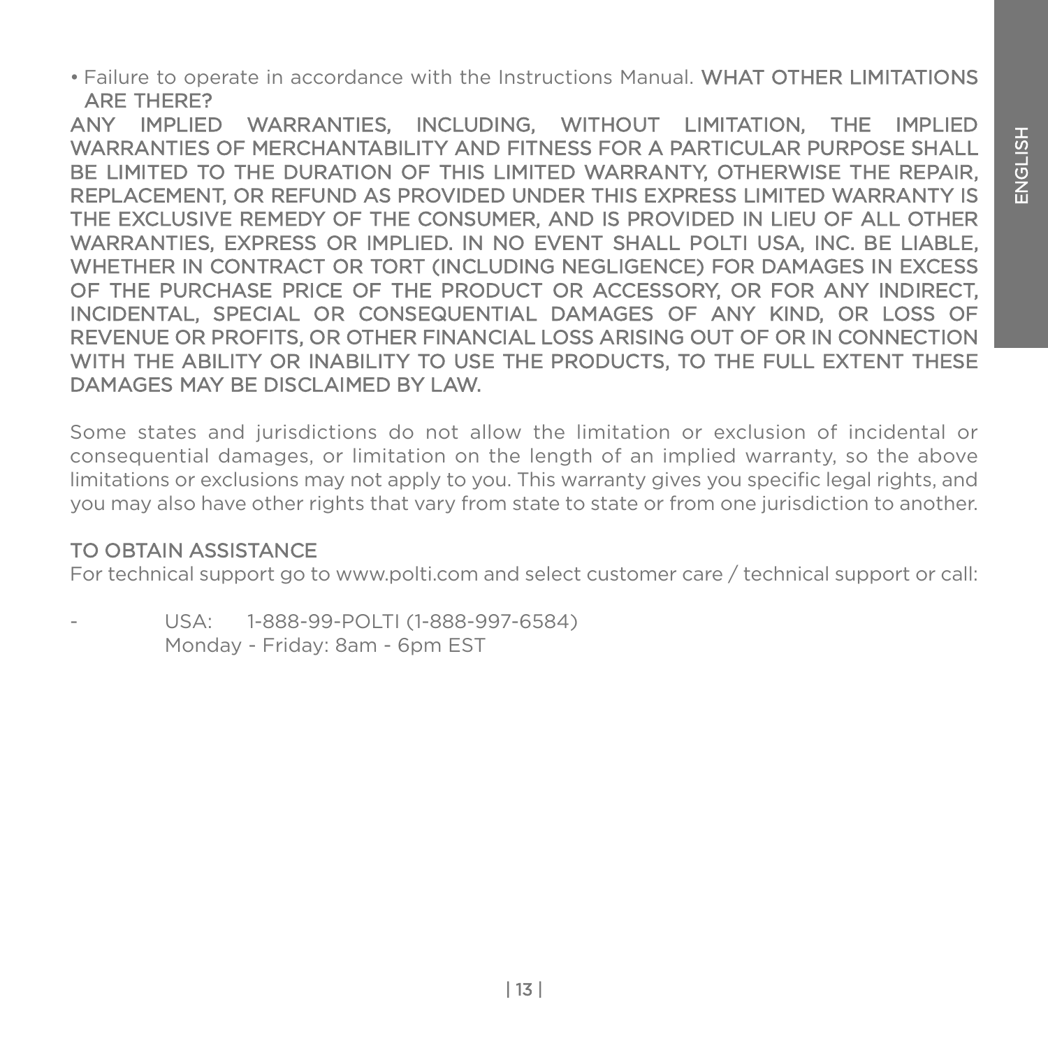- Failure to operate in accordance with the Instructions Manual.

## WHAT OTHER LIMITATIONS ARE THERE?

ANY IMPLIED WARRANTIES, INCLUDING, WITHOUT LIMITATION, THE IMPLIED WARRANTIES OF MERCHANTABILITY AND FITNESS FOR A PARTICULAR PURPOSE SHALL BE LIMITED TO THE DURATION OF THIS LIMITED WARRANTY, OTHERWISE THE REPAIR, REPLACEMENT, OR REFUND AS PROVIDED UNDER THIS EXPRESS LIMITED WARRANTY IS THE EXCLUSIVE REMEDY OF THE CONSUMER, AND IS PROVIDED IN LIEU OF ALL OTHER WARRANTIES, EXPRESS OR IMPLIED. IN NO EVENT SHALL POLTI USA, INC. BE LIABLE, WHETHER IN CONTRACT OR TORT (INCLUDING NEGLIGENCE) FOR DAMAGES IN EXCESS OF THE PURCHASE PRICE OF THE PRODUCT OR ACCESSORY, OR FOR ANY INDIRECT, INCIDENTAL, SPECIAL OR CONSEQUENTIAL DAMAGES OF ANY KIND, OR LOSS OF REVENUE OR PROFITS, OR OTHER FINANCIAL LOSS ARISING OUT OF OR IN CONNECTION WITH THE ABILITY OR INABILITY TO USE THE PRODUCTS, TO THE FULL EXTENT THESE DAMAGES MAY BE DISCLAIMED BY LAW.

Some states and jurisdictions do not allow the limitation or exclusion of incidental or consequential damages, or limitation on the length of an implied warranty, so the above limitations or exclusions may not apply to you. This warranty gives you specific legal rights, and you may also have other rights that vary from state to state or from one jurisdiction to another.

## TO OBTAIN ASSISTANCE

For technical support go to www.polti.com and select customer care / technical support or call:

- USA: 1-888-99-POLTI (1-888-997-6584)
  Monday - Friday: 8am - 6pm EST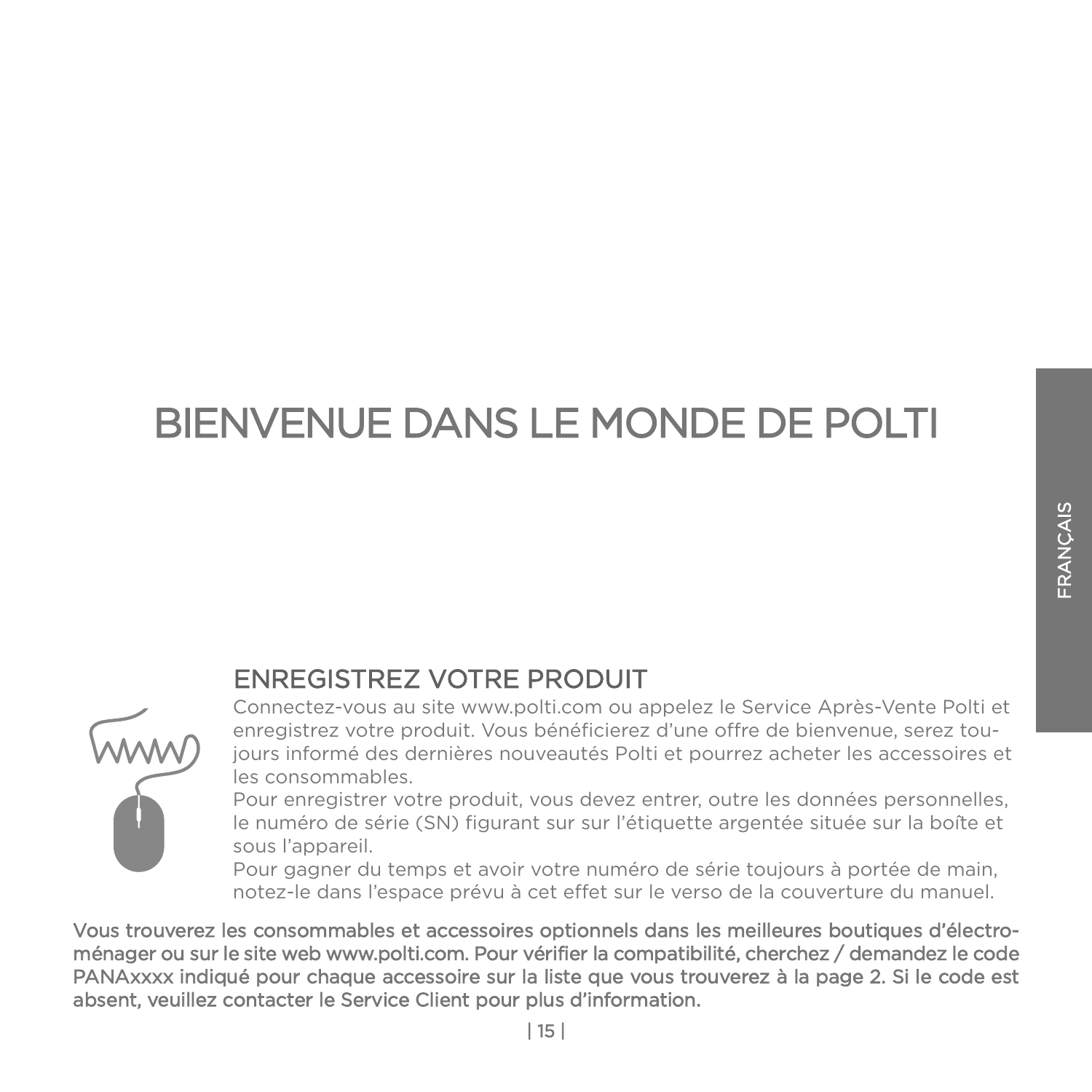# BIENVENUE DANS LE MONDE DE POLTI

## ENREGISTREZ VOTRE PRODUIT

Connectez-vous au site www.polti.com ou appelez le Service Après-Vente Polti et enregistrez votre produit. Vous bénéficierez d'une offre de bienvenue, serez toujours informé des dernières nouveautés Polti et pourrez acheter les accessoires et les consommables.

Pour enregistrer votre produit, vous devez entrer, outre les données personnelles, le numéro de série (SN) figurant sur sur l'étiquette argentée située sur la boîte et sous l'appareil.

Pour gagner du temps et avoir votre numéro de série toujours à portée de main, notez-le dans l'espace prévu à cet effet sur le verso de la couverture du manuel.

**Vous trouverez les consommables et accessoires optionnels dans les meilleures boutiques d'électroménager ou sur le site web www.polti.com. Pour vérifier la compatibilité, cherchez / demandez le code PANAxxxx indiqué pour chaque accessoire sur la liste que vous trouverez à la page 2. Si le code est absent, veuillez contacter le Service Client pour plus d'information.**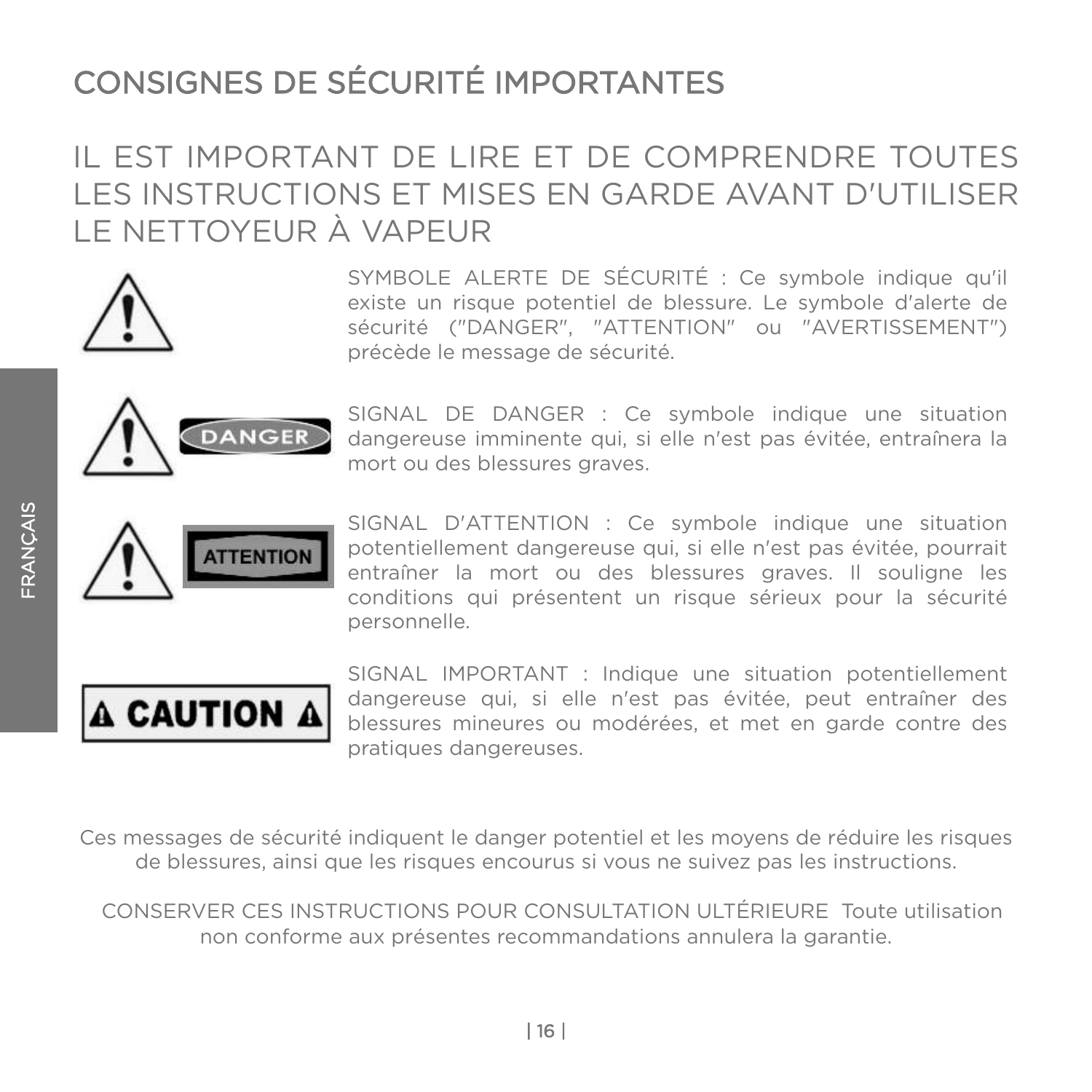# CONSIGNES DE SÉCURITÉ IMPORTANTES

## IL EST IMPORTANT DE LIRE ET DE COMPRENDRE TOUTES LES INSTRUCTIONS ET MISES EN GARDE AVANT D'UTILISER LE NETTOYEUR À VAPEUR

SYMBOLE ALERTE DE SÉCURITÉ : Ce symbole indique qu'il existe un risque potentiel de blessure. Le symbole d'alerte de sécurité ("DANGER", "ATTENTION" ou "AVERTISSEMENT") précède le message de sécurité.

DANGER

SIGNAL DE DANGER : Ce symbole indique une situation dangereuse imminente qui, si elle n'est pas évitée, entraînera la mort ou des blessures graves.

ATTENTION

SIGNAL D'ATTENTION : Ce symbole indique une situation potentiellement dangereuse qui, si elle n'est pas évitée, pourrait entraîner la mort ou des blessures graves. Il souligne les conditions qui présentent un risque sérieux pour la sécurité personnelle.

CAUTION

SIGNAL IMPORTANT : Indique une situation potentiellement dangereuse qui, si elle n'est pas évitée, peut entraîner des blessures mineures ou modérées, et met en garde contre des pratiques dangereuses.

Ces messages de sécurité indiquent le danger potentiel et les moyens de réduire les risques de blessures, ainsi que les risques encourus si vous ne suivez pas les instructions.

CONSERVER CES INSTRUCTIONS POUR CONSULTATION ULTÉRIEURE Toute utilisation non conforme aux présentes recommandations annulera la garantie.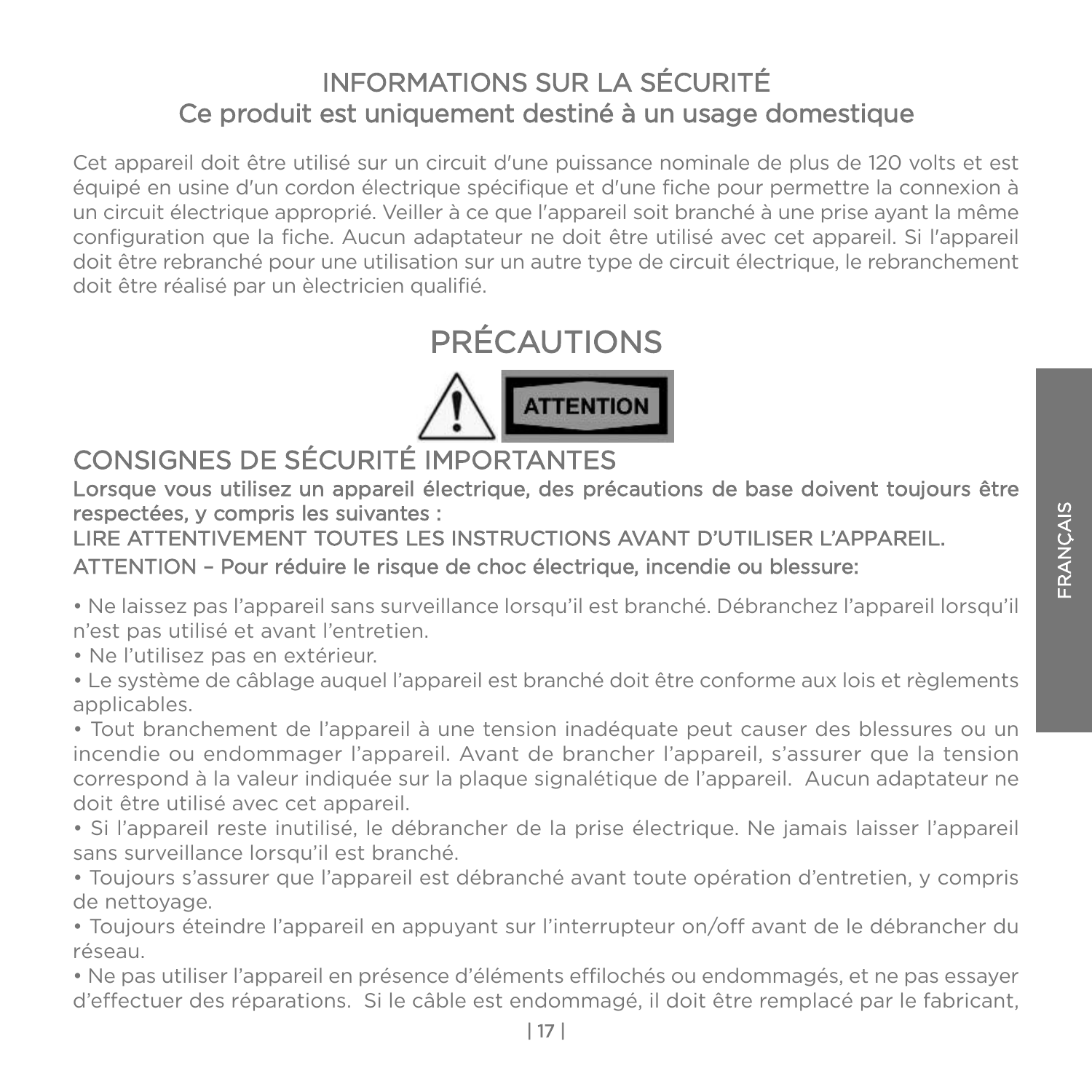# INFORMATIONS SUR LA SÉCURITÉ

## Ce produit est uniquement destiné à un usage domestique

Cet appareil doit être utilisé sur un circuit d'une puissance nominale de plus de 120 volts et est équipé en usine d'un cordon électrique spécifique et d'une fiche pour permettre la connexion à un circuit électrique approprié. Veiller à ce que l'appareil soit branché à une prise ayant la même configuration que la fiche. Aucun adaptateur ne doit être utilisé avec cet appareil. Si l'appareil doit être rebranché pour une utilisation sur un autre type de circuit électrique, le rebranchement doit être réalisé par un èlectricien qualifié.

# PRÉCAUTIONS

ATTENTION

## CONSIGNES DE SÉCURITÉ IMPORTANTES

**Lorsque vous utilisez un appareil électrique, des précautions de base doivent toujours être respectées, y compris les suivantes :**

LIRE ATTENTIVEMENT TOUTES LES INSTRUCTIONS AVANT D'UTILISER L'APPAREIL.

ATTENTION – **Pour réduire le risque de choc électrique, incendie ou blessure:**

- Ne laissez pas l'appareil sans surveillance lorsqu'il est branché. Débranchez l'appareil lorsqu'il n'est pas utilisé et avant l'entretien.
- Ne l'utilisez pas en extérieur.
- Le système de câblage auquel l'appareil est branché doit être conforme aux lois et règlements applicables.
- Tout branchement de l'appareil à une tension inadéquate peut causer des blessures ou un incendie ou endommager l'appareil. Avant de brancher l'appareil, s'assurer que la tension correspond à la valeur indiquée sur la plaque signalétique de l'appareil. Aucun adaptateur ne doit être utilisé avec cet appareil.
- Si l'appareil reste inutilisé, le débrancher de la prise électrique. Ne jamais laisser l'appareil sans surveillance lorsqu'il est branché.
- Toujours s'assurer que l'appareil est débranché avant toute opération d'entretien, y compris de nettoyage.
- Toujours éteindre l'appareil en appuyant sur l'interrupteur on/off avant de le débrancher du réseau.
- Ne pas utiliser l'appareil en présence d'éléments effilochés ou endommagés, et ne pas essayer d'effectuer des réparations. Si le câble est endommagé, il doit être remplacé par le fabricant,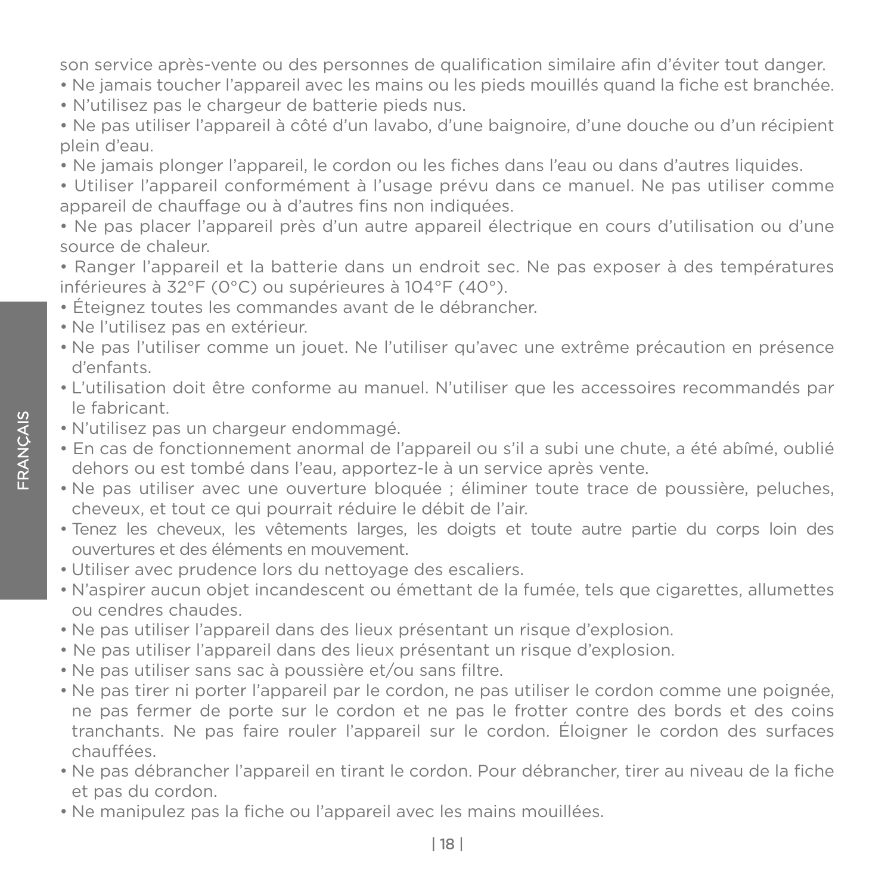son service après-vente ou des personnes de qualification similaire afin d'éviter tout danger.

- Ne jamais toucher l'appareil avec les mains ou les pieds mouillés quand la fiche est branchée.
- N'utilisez pas le chargeur de batterie pieds nus.
- Ne pas utiliser l'appareil à côté d'un lavabo, d'une baignoire, d'une douche ou d'un récipient plein d'eau.
- Ne jamais plonger l'appareil, le cordon ou les fiches dans l'eau ou dans d'autres liquides.
- Utiliser l'appareil conformément à l'usage prévu dans ce manuel. Ne pas utiliser comme appareil de chauffage ou à d'autres fins non indiquées.
- Ne pas placer l'appareil près d'un autre appareil électrique en cours d'utilisation ou d'une source de chaleur.
- Ranger l'appareil et la batterie dans un endroit sec. Ne pas exposer à des températures inférieures à 32°F (0°C) ou supérieures à 104°F (40°).
- Éteignez toutes les commandes avant de le débrancher.
- Ne l'utilisez pas en extérieur.
- Ne pas l'utiliser comme un jouet. Ne l'utiliser qu'avec une extrême précaution en présence d'enfants.
- L'utilisation doit être conforme au manuel. N'utiliser que les accessoires recommandés par le fabricant.
- N'utilisez pas un chargeur endommagé.
- En cas de fonctionnement anormal de l'appareil ou s'il a subi une chute, a été abîmé, oublié dehors ou est tombé dans l'eau, apportez-le à un service après vente.
- Ne pas utiliser avec une ouverture bloquée ; éliminer toute trace de poussière, peluches, cheveux, et tout ce qui pourrait réduire le débit de l'air.
- Tenez les cheveux, les vêtements larges, les doigts et toute autre partie du corps loin des ouvertures et des éléments en mouvement.
- Utiliser avec prudence lors du nettoyage des escaliers.
- N'aspirer aucun objet incandescent ou émettant de la fumée, tels que cigarettes, allumettes ou cendres chaudes.
- Ne pas utiliser l'appareil dans des lieux présentant un risque d'explosion.
- Ne pas utiliser l'appareil dans des lieux présentant un risque d'explosion.
- Ne pas utiliser sans sac à poussière et/ou sans filtre.
- Ne pas tirer ni porter l'appareil par le cordon, ne pas utiliser le cordon comme une poignée, ne pas fermer de porte sur le cordon et ne pas le frotter contre des bords et des coins tranchants. Ne pas faire rouler l'appareil sur le cordon. Éloigner le cordon des surfaces chauffées.
- Ne pas débrancher l'appareil en tirant le cordon. Pour débrancher, tirer au niveau de la fiche et pas du cordon.
- Ne manipulez pas la fiche ou l'appareil avec les mains mouillées.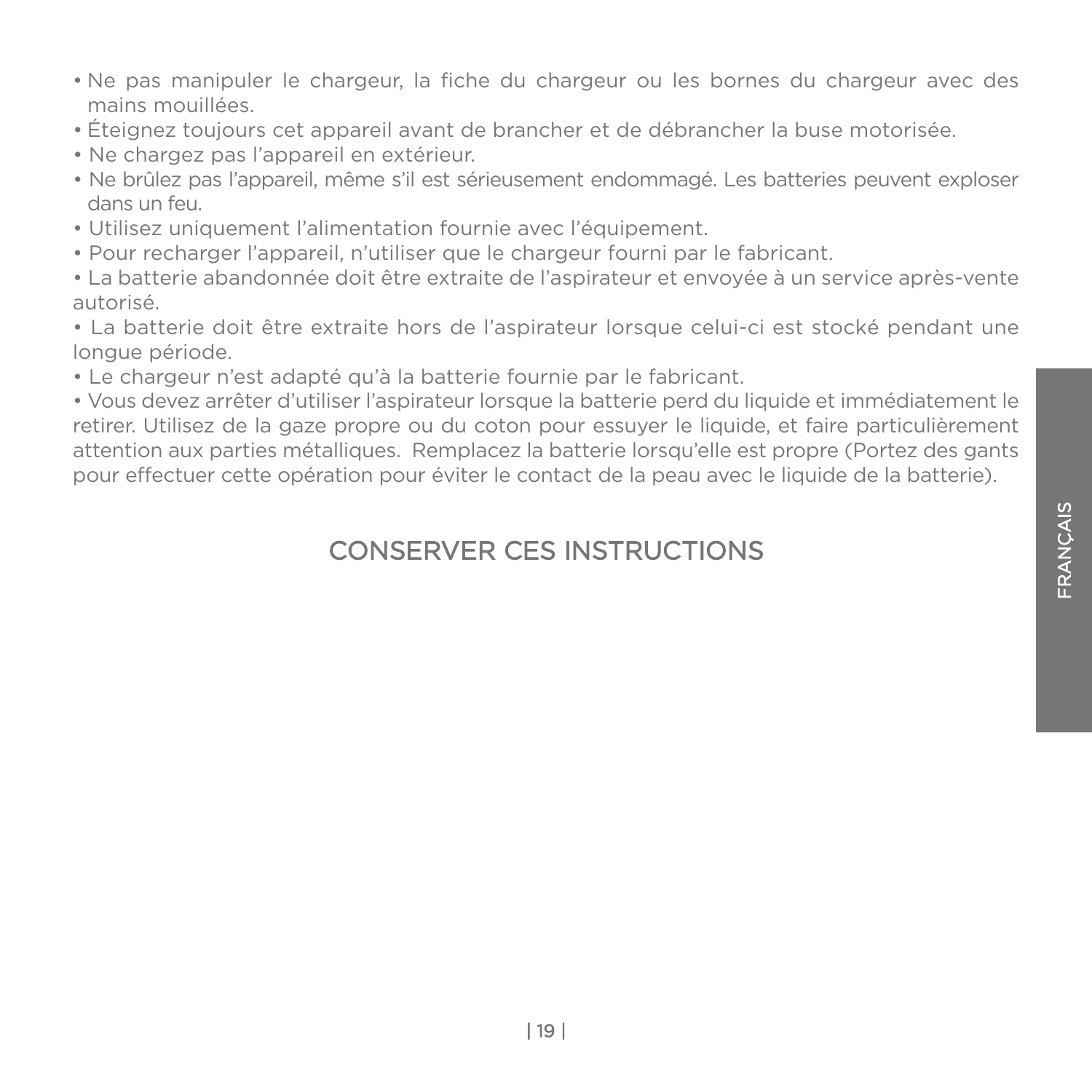- Ne pas manipuler le chargeur, la fiche du chargeur ou les bornes du chargeur avec des mains mouillées.
- Éteignez toujours cet appareil avant de brancher et de débrancher la buse motorisée.
- Ne chargez pas l’appareil en extérieur.
- Ne brûlez pas l’appareil, même s’il est sérieusement endommagé. Les batteries peuvent exploser dans un feu.
- Utilisez uniquement l’alimentation fournie avec l’équipement.
- Pour recharger l’appareil, n’utiliser que le chargeur fourni par le fabricant.
- La batterie abandonnée doit être extraite de l’aspirateur et envoyée à un service après-vente autorisé.
- La batterie doit être extraite hors de l’aspirateur lorsque celui-ci est stocké pendant une longue période.
- Le chargeur n’est adapté qu’à la batterie fournie par le fabricant.
- Vous devez arrêter d’utiliser l’aspirateur lorsque la batterie perd du liquide et immédiatement le retirer. Utilisez de la gaze propre ou du coton pour essuyer le liquide, et faire particulièrement attention aux parties métalliques. Remplacez la batterie lorsqu’elle est propre (Portez des gants pour effectuer cette opération pour éviter le contact de la peau avec le liquide de la batterie).

## CONSERVER CES INSTRUCTIONS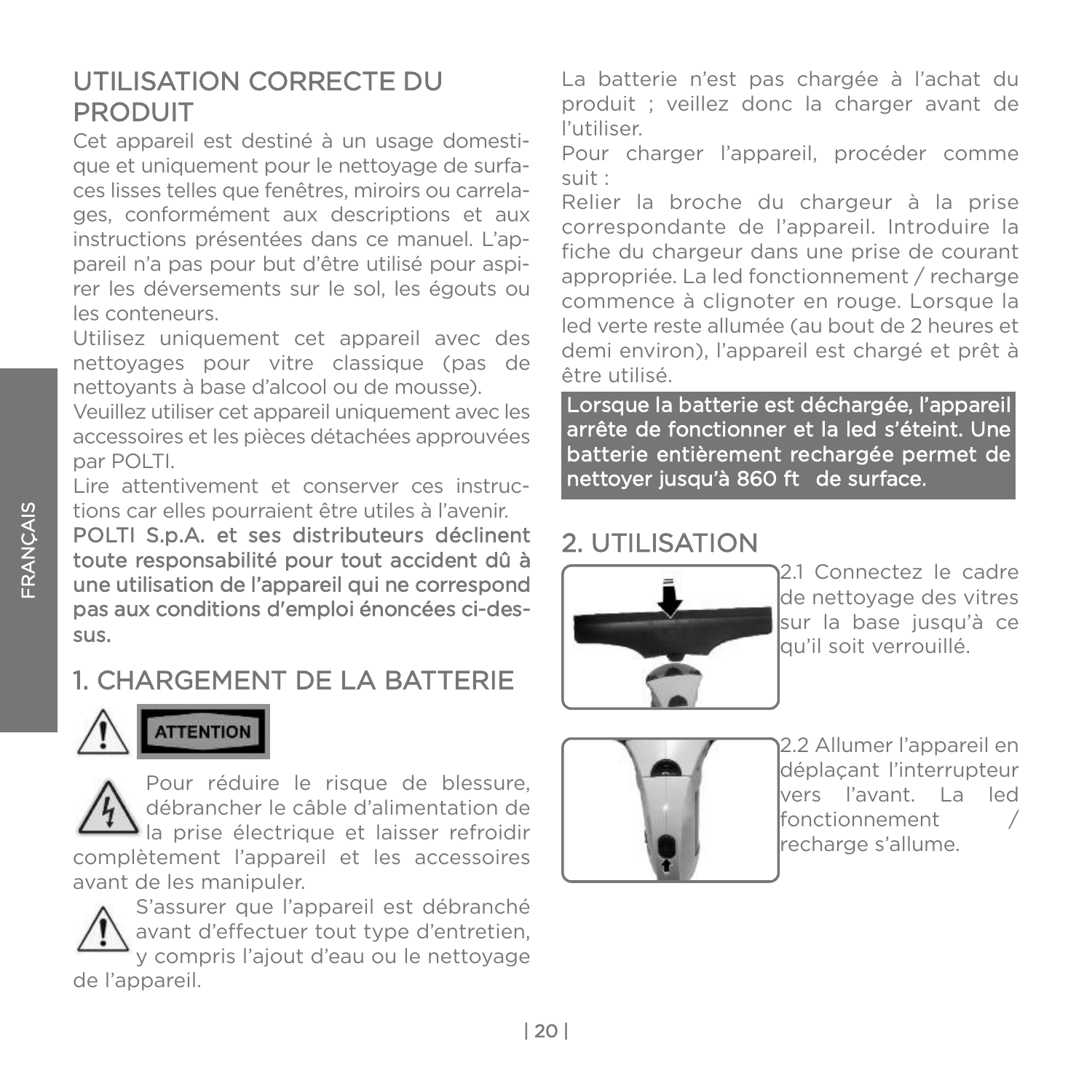## UTILISATION CORRECTE DU PRODUIT

Cet appareil est destiné à un usage domestique et uniquement pour le nettoyage de surfaces lisses telles que fenêtres, miroirs ou carrelages, conformément aux descriptions et aux instructions présentées dans ce manuel. L'appareil n'a pas pour but d'être utilisé pour aspirer les déversements sur le sol, les égouts ou les conteneurs.

Utilisez uniquement cet appareil avec des nettoyages pour vitre classique (pas de nettoyants à base d'alcool ou de mousse).

Veuillez utiliser cet appareil uniquement avec les accessoires et les pièces détachées approuvées par POLTI.

Lire attentivement et conserver ces instructions car elles pourraient être utiles à l'avenir.

**POLTI S.p.A. et ses distributeurs déclinent toute responsabilité pour tout accident dû à une utilisation de l'appareil qui ne correspond pas aux conditions d'emploi énoncées ci-dessus.**

## 1. CHARGEMENT DE LA BATTERIE

**ATTENTION**

Pour réduire le risque de blessure, débrancher le câble d'alimentation de la prise électrique et laisser refroidir complètement l'appareil et les accessoires avant de les manipuler.

S'assurer que l'appareil est débranché avant d'effectuer tout type d'entretien, y compris l'ajout d'eau ou le nettoyage de l'appareil.

La batterie n'est pas chargée à l'achat du produit ; veillez donc la charger avant de l'utiliser.

Pour charger l'appareil, procéder comme suit :

Relier la broche du chargeur à la prise correspondante de l'appareil. Introduire la fiche du chargeur dans une prise de courant appropriée. La led fonctionnement / recharge commence à clignoter en rouge. Lorsque la led verte reste allumée (au bout de 2 heures et demi environ), l'appareil est chargé et prêt à être utilisé.

**Lorsque la batterie est déchargée, l'appareil arrête de fonctionner et la led s'éteint. Une batterie entièrement rechargée permet de nettoyer jusqu'à 860 ft de surface.**

## 2. UTILISATION

2.1 Connectez le cadre de nettoyage des vitres sur la base jusqu'à ce qu'il soit verrouillé.

2.2 Allumer l'appareil en déplaçant l'interrupteur vers l'avant. La led fonctionnement / recharge s'allume.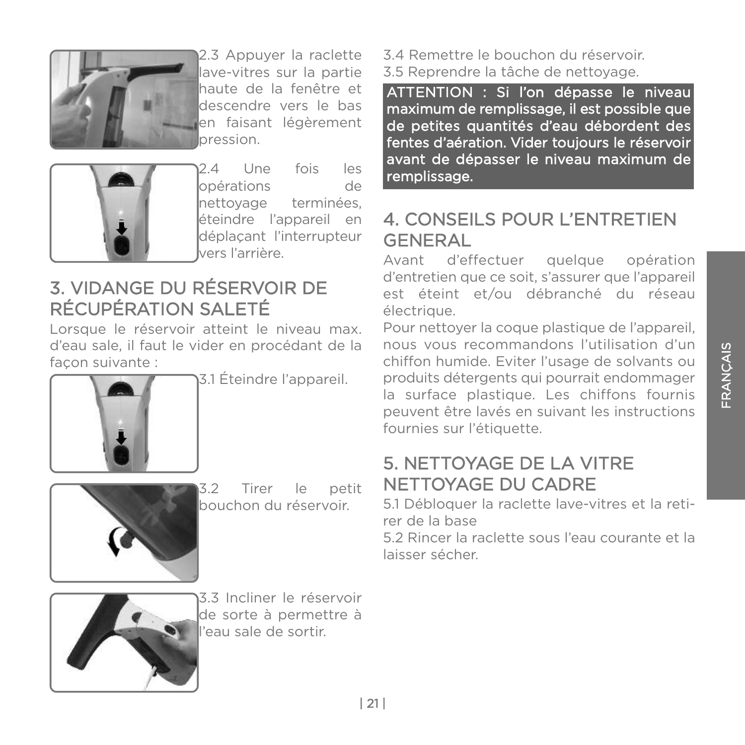2.3 Appuyer la raclette lave-vitres sur la partie haute de la fenêtre et descendre vers le bas en faisant légèrement pression.

2.4 Une fois les opérations de nettoyage terminées, éteindre l'appareil en déplaçant l'interrupteur vers l'arrière.

## 3. VIDANGE DU RÉSERVOIR DE RÉCUPÉRATION SALETÉ

Lorsque le réservoir atteint le niveau max. d'eau sale, il faut le vider en procédant de la façon suivante :

3.1 Éteindre l'appareil.

3.2 Tirer le petit bouchon du réservoir.

3.3 Incliner le réservoir de sorte à permettre à l'eau sale de sortir.

3.4 Remettre le bouchon du réservoir.

3.5 Reprendre la tâche de nettoyage.

**ATTENTION : Si l'on dépasse le niveau maximum de remplissage, il est possible que de petites quantités d'eau débordent des fentes d'aération. Vider toujours le réservoir avant de dépasser le niveau maximum de remplissage.**

## 4. CONSEILS POUR L'ENTRETIEN GENERAL

Avant d'effectuer quelque opération d'entretien que ce soit, s'assurer que l'appareil est éteint et/ou débranché du réseau électrique.

Pour nettoyer la coque plastique de l'appareil, nous vous recommandons l'utilisation d'un chiffon humide. Eviter l'usage de solvants ou produits détergents qui pourrait endommager la surface plastique. Les chiffons fournis peuvent être lavés en suivant les instructions fournies sur l'étiquette.

## 5. NETTOYAGE DE LA VITRE NETTOYAGE DU CADRE

5.1 Débloquer la raclette lave-vitres et la retirer de la base

5.2 Rincer la raclette sous l'eau courante et la laisser sécher.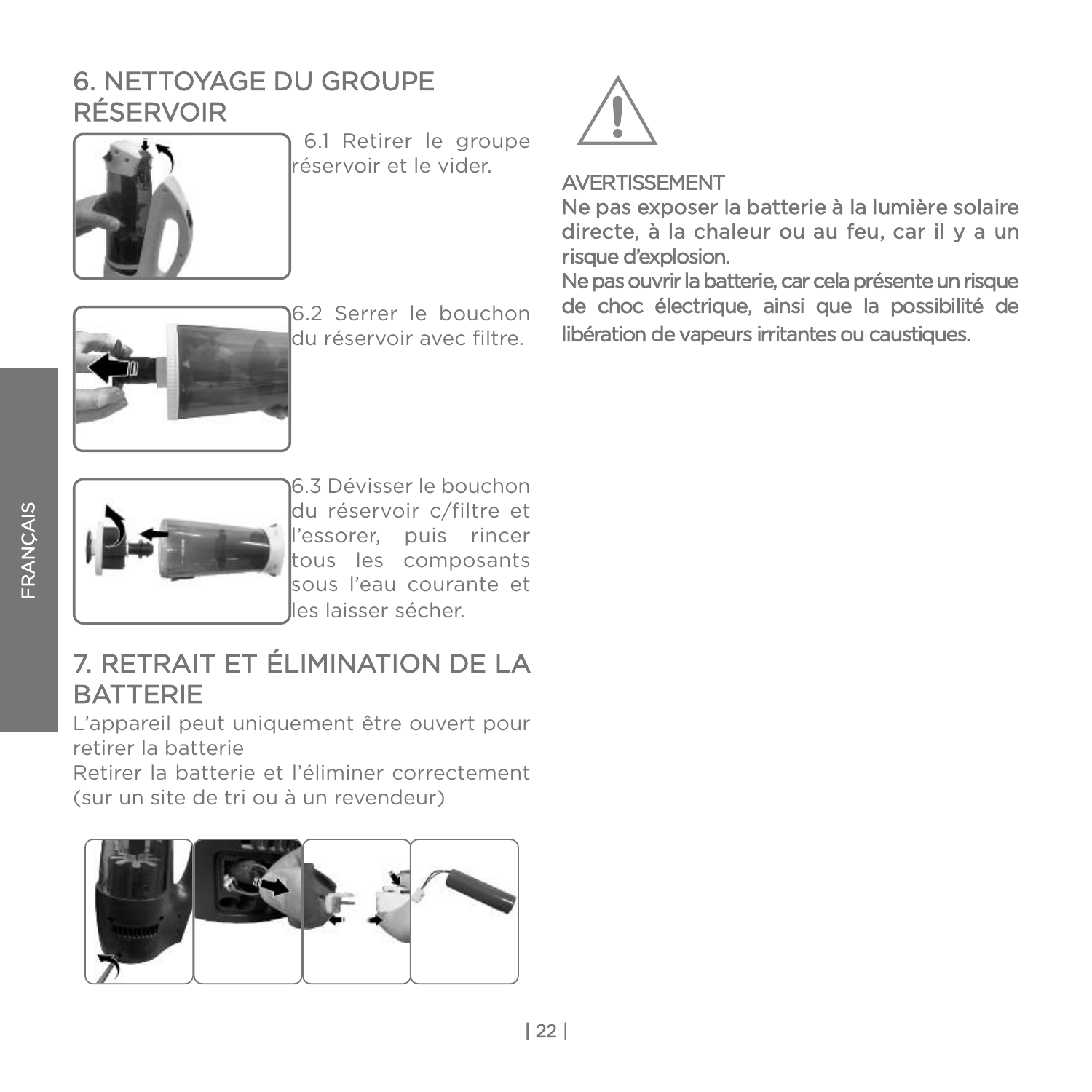## 6. NETTOYAGE DU GROUPE RÉSERVOIR

6.1 Retirer le groupe réservoir et le vider.

6.2 Serrer le bouchon du réservoir avec filtre.

6.3 Dévisser le bouchon du réservoir c/filtre et l'essorer, puis rincer tous les composants sous l'eau courante et les laisser sécher.

## 7. RETRAIT ET ÉLIMINATION DE LA BATTERIE

L'appareil peut uniquement être ouvert pour retirer la batterie

Retirer la batterie et l'éliminer correctement (sur un site de tri ou à un revendeur)

AVERTISSEMENT

Ne pas exposer la batterie à la lumière solaire directe, à la chaleur ou au feu, car il y a un risque d'explosion.

Ne pas ouvrir la batterie, car cela présente un risque de choc électrique, ainsi que la possibilité de libération de vapeurs irritantes ou caustiques.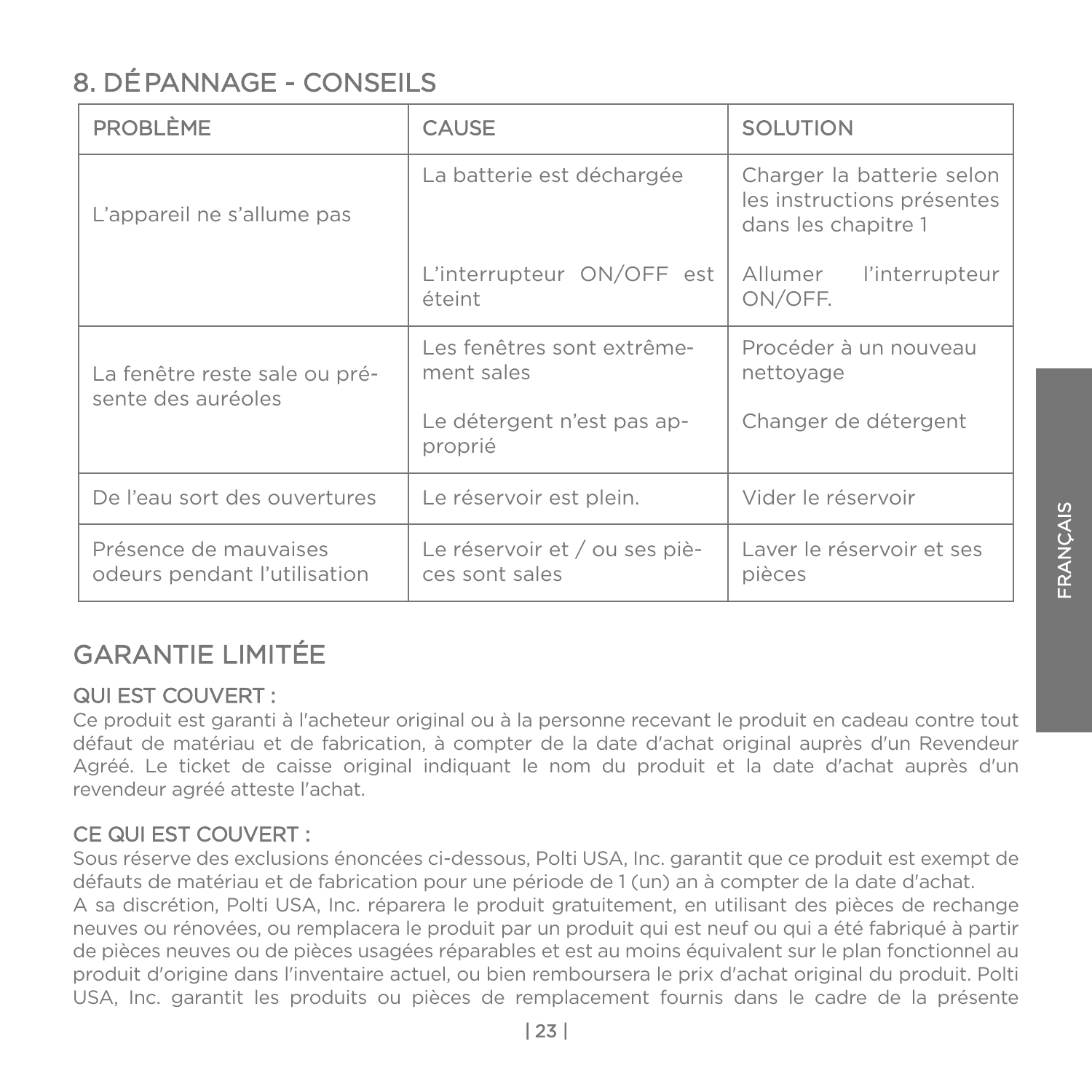## 8. DÉPANNAGE - CONSEILS

| PROBLÈME | CAUSE | SOLUTION |
|---|---|---|
| L'appareil ne s'allume pas | La batterie est déchargée | Charger la batterie selon les instructions présentes dans les chapitre 1 |
| | L'interrupteur ON/OFF est éteint | Allumer l'interrupteur ON/OFF. |
| La fenêtre reste sale ou présente des auréoles | Les fenêtres sont extrêmement sales | Procéder à un nouveau nettoyage |
| | Le détergent n'est pas approprié | Changer de détergent |
| De l'eau sort des ouvertures | Le réservoir est plein. | Vider le réservoir |
| Présence de mauvaises odeurs pendant l'utilisation | Le réservoir et / ou ses pièces sont sales | Laver le réservoir et ses pièces |

## GARANTIE LIMITÉE

### QUI EST COUVERT :

Ce produit est garanti à l'acheteur original ou à la personne recevant le produit en cadeau contre tout défaut de matériau et de fabrication, à compter de la date d'achat original auprès d'un Revendeur Agréé. Le ticket de caisse original indiquant le nom du produit et la date d'achat auprès d'un revendeur agréé atteste l'achat.

### CE QUI EST COUVERT :

Sous réserve des exclusions énoncées ci-dessous, Polti USA, Inc. garantit que ce produit est exempt de défauts de matériau et de fabrication pour une période de 1 (un) an à compter de la date d'achat.
A sa discrétion, Polti USA, Inc. réparera le produit gratuitement, en utilisant des pièces de rechange neuves ou rénovées, ou remplacera le produit par un produit qui est neuf ou qui a été fabriqué à partir de pièces neuves ou de pièces usagées réparables et est au moins équivalent sur le plan fonctionnel au produit d'origine dans l'inventaire actuel, ou bien remboursera le prix d'achat original du produit. Polti USA, Inc. garantit les produits ou pièces de remplacement fournis dans le cadre de la présente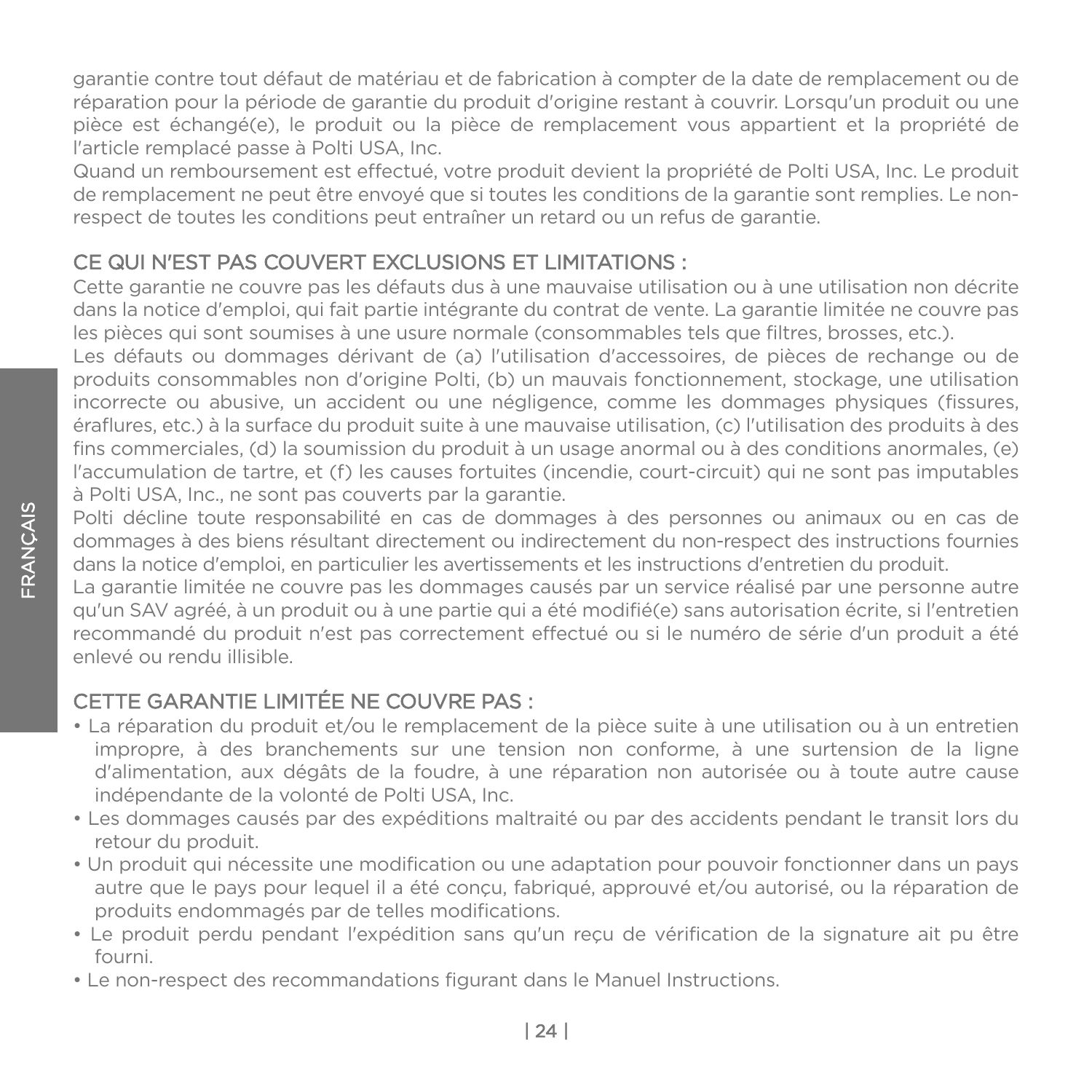garantie contre tout défaut de matériau et de fabrication à compter de la date de remplacement ou de réparation pour la période de garantie du produit d'origine restant à couvrir. Lorsqu'un produit ou une pièce est échangé(e), le produit ou la pièce de remplacement vous appartient et la propriété de l'article remplacé passe à Polti USA, Inc.

Quand un remboursement est effectué, votre produit devient la propriété de Polti USA, Inc. Le produit de remplacement ne peut être envoyé que si toutes les conditions de la garantie sont remplies. Le non-respect de toutes les conditions peut entraîner un retard ou un refus de garantie.

## CE QUI N'EST PAS COUVERT EXCLUSIONS ET LIMITATIONS :

Cette garantie ne couvre pas les défauts dus à une mauvaise utilisation ou à une utilisation non décrite dans la notice d'emploi, qui fait partie intégrante du contrat de vente. La garantie limitée ne couvre pas les pièces qui sont soumises à une usure normale (consommables tels que filtres, brosses, etc.).

Les défauts ou dommages dérivant de (a) l'utilisation d'accessoires, de pièces de rechange ou de produits consommables non d'origine Polti, (b) un mauvais fonctionnement, stockage, une utilisation incorrecte ou abusive, un accident ou une négligence, comme les dommages physiques (fissures, éraflures, etc.) à la surface du produit suite à une mauvaise utilisation, (c) l'utilisation des produits à des fins commerciales, (d) la soumission du produit à un usage anormal ou à des conditions anormales, (e) l'accumulation de tartre, et (f) les causes fortuites (incendie, court-circuit) qui ne sont pas imputables à Polti USA, Inc., ne sont pas couverts par la garantie.

Polti décline toute responsabilité en cas de dommages à des personnes ou animaux ou en cas de dommages à des biens résultant directement ou indirectement du non-respect des instructions fournies dans la notice d'emploi, en particulier les avertissements et les instructions d'entretien du produit.

La garantie limitée ne couvre pas les dommages causés par un service réalisé par une personne autre qu'un SAV agréé, à un produit ou à une partie qui a été modifié(e) sans autorisation écrite, si l'entretien recommandé du produit n'est pas correctement effectué ou si le numéro de série d'un produit a été enlevé ou rendu illisible.

## CETTE GARANTIE LIMITÉE NE COUVRE PAS :

- La réparation du produit et/ou le remplacement de la pièce suite à une utilisation ou à un entretien impropre, à des branchements sur une tension non conforme, à une surtension de la ligne d'alimentation, aux dégâts de la foudre, à une réparation non autorisée ou à toute autre cause indépendante de la volonté de Polti USA, Inc.
- Les dommages causés par des expéditions maltraité ou par des accidents pendant le transit lors du retour du produit.
- Un produit qui nécessite une modification ou une adaptation pour pouvoir fonctionner dans un pays autre que le pays pour lequel il a été conçu, fabriqué, approuvé et/ou autorisé, ou la réparation de produits endommagés par de telles modifications.
- Le produit perdu pendant l'expédition sans qu'un reçu de vérification de la signature ait pu être fourni.
- Le non-respect des recommandations figurant dans le Manuel Instructions.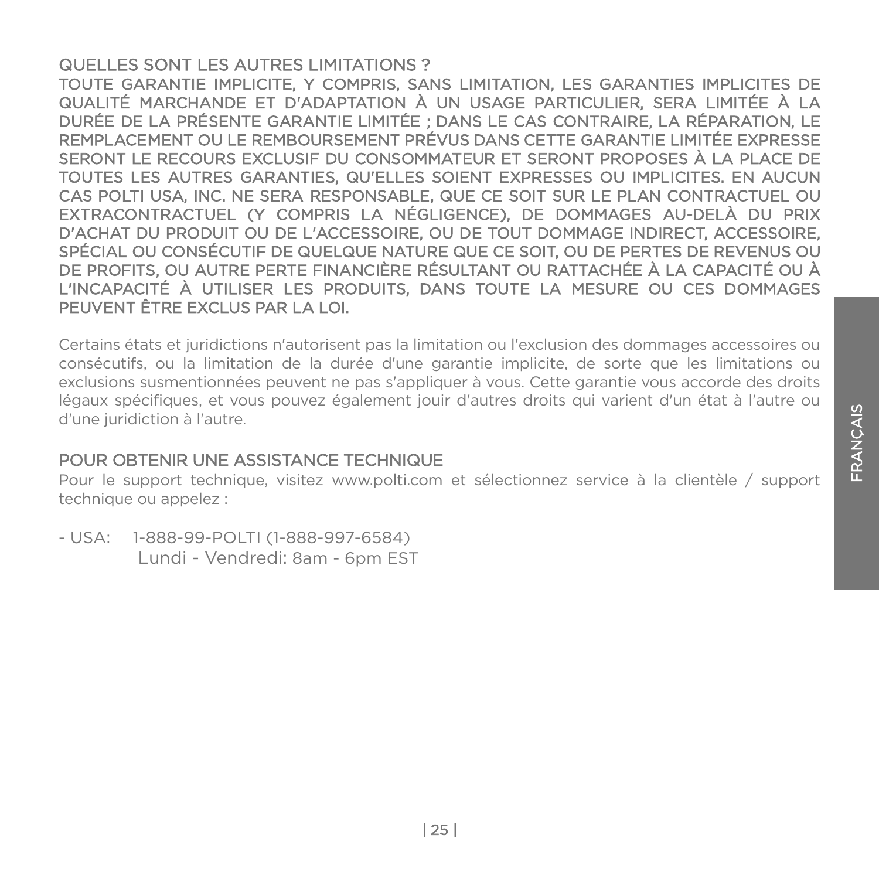## QUELLES SONT LES AUTRES LIMITATIONS ?

TOUTE GARANTIE IMPLICITE, Y COMPRIS, SANS LIMITATION, LES GARANTIES IMPLICITES DE QUALITÉ MARCHANDE ET D'ADAPTATION À UN USAGE PARTICULIER, SERA LIMITÉE À LA DURÉE DE LA PRÉSENTE GARANTIE LIMITÉE ; DANS LE CAS CONTRAIRE, LA RÉPARATION, LE REMPLACEMENT OU LE REMBOURSEMENT PRÉVUS DANS CETTE GARANTIE LIMITÉE EXPRESSE SERONT LE RECOURS EXCLUSIF DU CONSOMMATEUR ET SERONT PROPOSES À LA PLACE DE TOUTES LES AUTRES GARANTIES, QU'ELLES SOIENT EXPRESSES OU IMPLICITES. EN AUCUN CAS POLTI USA, INC. NE SERA RESPONSABLE, QUE CE SOIT SUR LE PLAN CONTRACTUEL OU EXTRACONTRACTUEL (Y COMPRIS LA NÉGLIGENCE), DE DOMMAGES AU-DELÀ DU PRIX D'ACHAT DU PRODUIT OU DE L'ACCESSOIRE, OU DE TOUT DOMMAGE INDIRECT, ACCESSOIRE, SPÉCIAL OU CONSÉCUTIF DE QUELQUE NATURE QUE CE SOIT, OU DE PERTES DE REVENUS OU DE PROFITS, OU AUTRE PERTE FINANCIÈRE RÉSULTANT OU RATTACHÉE À LA CAPACITÉ OU À L'INCAPACITÉ À UTILISER LES PRODUITS, DANS TOUTE LA MESURE OU CES DOMMAGES PEUVENT ÊTRE EXCLUS PAR LA LOI.

Certains états et juridictions n'autorisent pas la limitation ou l'exclusion des dommages accessoires ou consécutifs, ou la limitation de la durée d'une garantie implicite, de sorte que les limitations ou exclusions susmentionnées peuvent ne pas s'appliquer à vous. Cette garantie vous accorde des droits légaux spécifiques, et vous pouvez également jouir d'autres droits qui varient d'un état à l'autre ou d'une juridiction à l'autre.

## POUR OBTENIR UNE ASSISTANCE TECHNIQUE

Pour le support technique, visitez www.polti.com et sélectionnez service à la clientèle / support technique ou appelez :

- USA: 1-888-99-POLTI (1-888-997-6584)
  Lundi - Vendredi: 8am - 6pm EST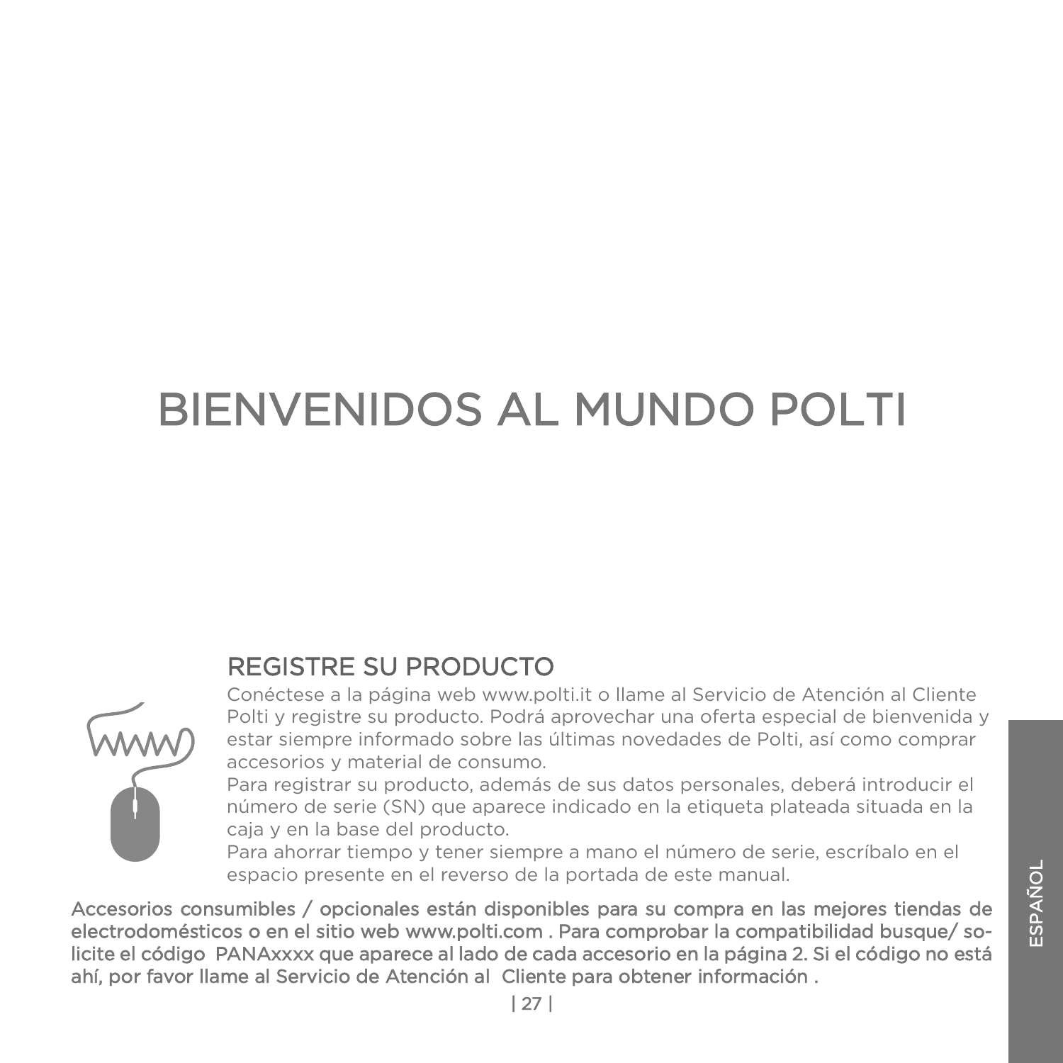# BIENVENIDOS AL MUNDO POLTI

## REGISTRE SU PRODUCTO

Conéctese a la página web www.polti.it o llame al Servicio de Atención al Cliente Polti y registre su producto. Podrá aprovechar una oferta especial de bienvenida y estar siempre informado sobre las últimas novedades de Polti, así como comprar accesorios y material de consumo.

Para registrar su producto, además de sus datos personales, deberá introducir el número de serie (SN) que aparece indicado en la etiqueta plateada situada en la caja y en la base del producto.

Para ahorrar tiempo y tener siempre a mano el número de serie, escríbalo en el espacio presente en el reverso de la portada de este manual.

Accesorios consumibles / opcionales están disponibles para su compra en las mejores tiendas de electrodomésticos o en el sitio web www.polti.com . Para comprobar la compatibilidad busque/ solicite el código PANAxxxx que aparece al lado de cada accesorio en la página 2. Si el código no está ahí, por favor llame al Servicio de Atención al Cliente para obtener información .

ESPAÑOL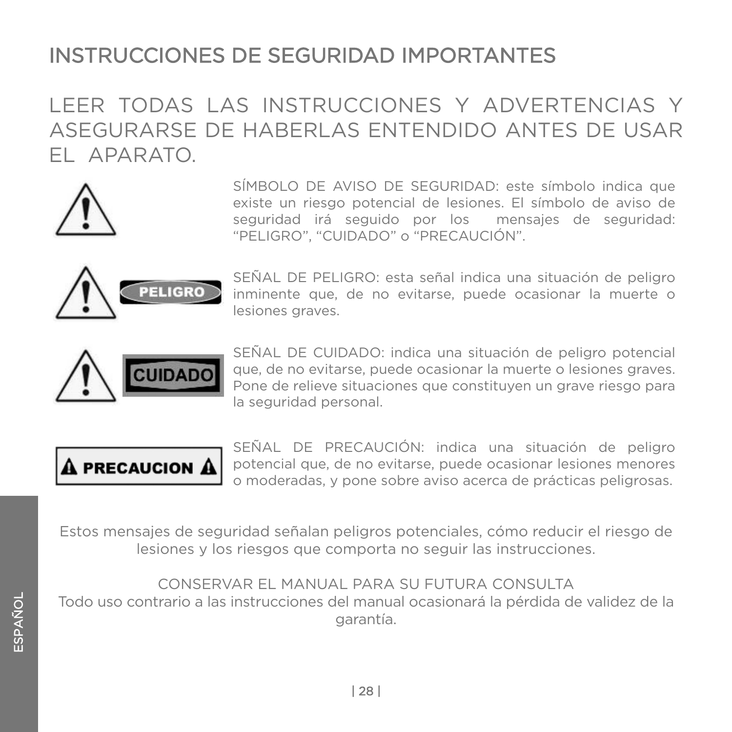# INSTRUCCIONES DE SEGURIDAD IMPORTANTES

## LEER TODAS LAS INSTRUCCIONES Y ADVERTENCIAS Y ASEGURARSE DE HABERLAS ENTENDIDO ANTES DE USAR EL APARATO.

SÍMBOLO DE AVISO DE SEGURIDAD: este símbolo indica que existe un riesgo potencial de lesiones. El símbolo de aviso de seguridad irá seguido por los mensajes de seguridad: "PELIGRO", "CUIDADO" o "PRECAUCIÓN".

PELIGRO

SEÑAL DE PELIGRO: esta señal indica una situación de peligro inminente que, de no evitarse, puede ocasionar la muerte o lesiones graves.

CUIDADO

SEÑAL DE CUIDADO: indica una situación de peligro potencial que, de no evitarse, puede ocasionar la muerte o lesiones graves. Pone de relieve situaciones que constituyen un grave riesgo para la seguridad personal.

PRECAUCION

SEÑAL DE PRECAUCIÓN: indica una situación de peligro potencial que, de no evitarse, puede ocasionar lesiones menores o moderadas, y pone sobre aviso acerca de prácticas peligrosas.

Estos mensajes de seguridad señalan peligros potenciales, cómo reducir el riesgo de lesiones y los riesgos que comporta no seguir las instrucciones.

CONSERVAR EL MANUAL PARA SU FUTURA CONSULTA

Todo uso contrario a las instrucciones del manual ocasionará la pérdida de validez de la garantía.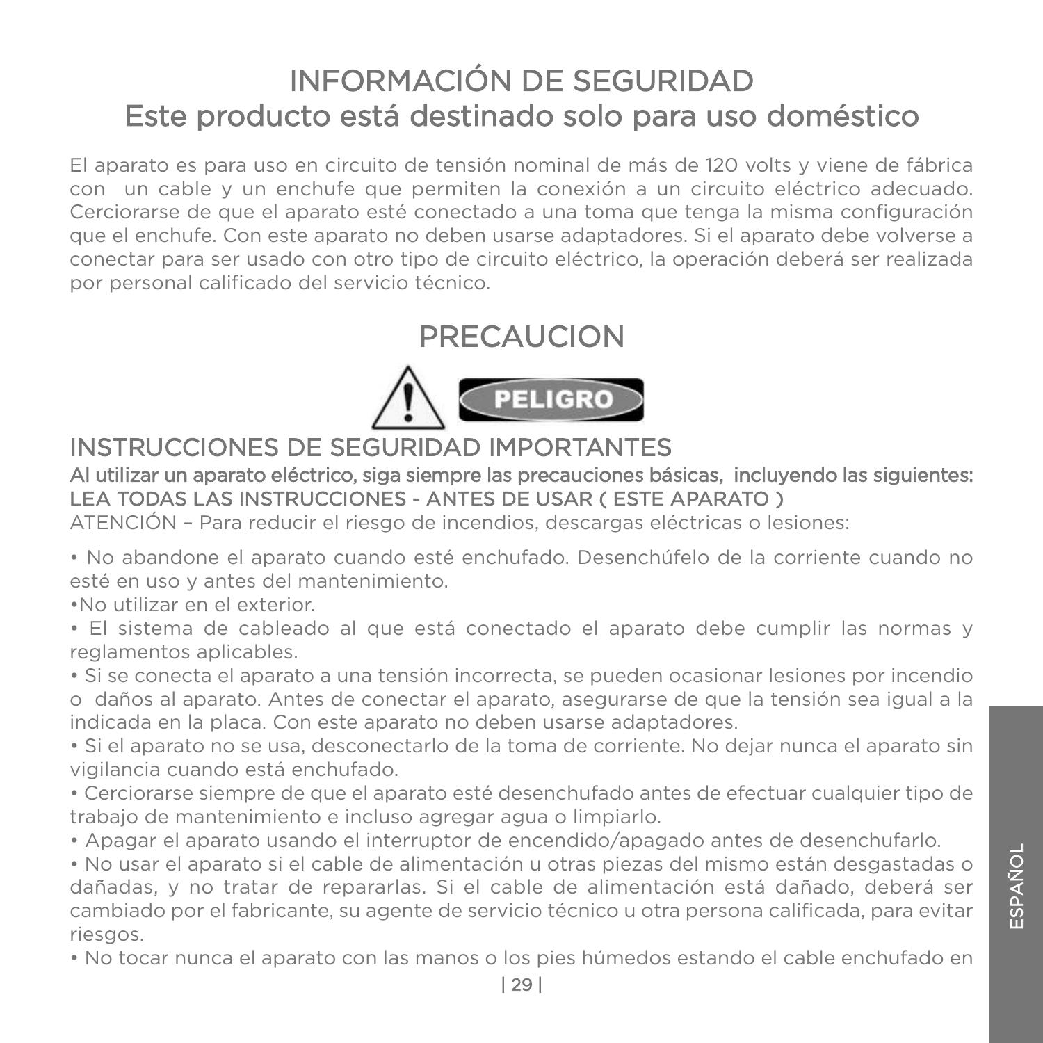# INFORMACIÓN DE SEGURIDAD

## Este producto está destinado solo para uso doméstico

El aparato es para uso en circuito de tensión nominal de más de 120 volts y viene de fábrica con un cable y un enchufe que permiten la conexión a un circuito eléctrico adecuado. Cerciorarse de que el aparato esté conectado a una toma que tenga la misma configuración que el enchufe. Con este aparato no deben usarse adaptadores. Si el aparato debe volverse a conectar para ser usado con otro tipo de circuito eléctrico, la operación deberá ser realizada por personal calificado del servicio técnico.

# PRECAUCION

PELIGRO

## INSTRUCCIONES DE SEGURIDAD IMPORTANTES

**Al utilizar un aparato eléctrico, siga siempre las precauciones básicas, incluyendo las siguientes:**
LEA TODAS LAS INSTRUCCIONES - ANTES DE USAR ( ESTE APARATO )

ATENCIÓN – Para reducir el riesgo de incendios, descargas eléctricas o lesiones:

- No abandone el aparato cuando esté enchufado. Desenchúfelo de la corriente cuando no esté en uso y antes del mantenimiento.
- No utilizar en el exterior.
- El sistema de cableado al que está conectado el aparato debe cumplir las normas y reglamentos aplicables.
- Si se conecta el aparato a una tensión incorrecta, se pueden ocasionar lesiones por incendio o daños al aparato. Antes de conectar el aparato, asegurarse de que la tensión sea igual a la indicada en la placa. Con este aparato no deben usarse adaptadores.
- Si el aparato no se usa, desconectarlo de la toma de corriente. No dejar nunca el aparato sin vigilancia cuando está enchufado.
- Cerciorarse siempre de que el aparato esté desenchufado antes de efectuar cualquier tipo de trabajo de mantenimiento e incluso agregar agua o limpiarlo.
- Apagar el aparato usando el interruptor de encendido/apagado antes de desenchufarlo.
- No usar el aparato si el cable de alimentación u otras piezas del mismo están desgastadas o dañadas, y no tratar de repararlas. Si el cable de alimentación está dañado, deberá ser cambiado por el fabricante, su agente de servicio técnico u otra persona calificada, para evitar riesgos.
- No tocar nunca el aparato con las manos o los pies húmedos estando el cable enchufado en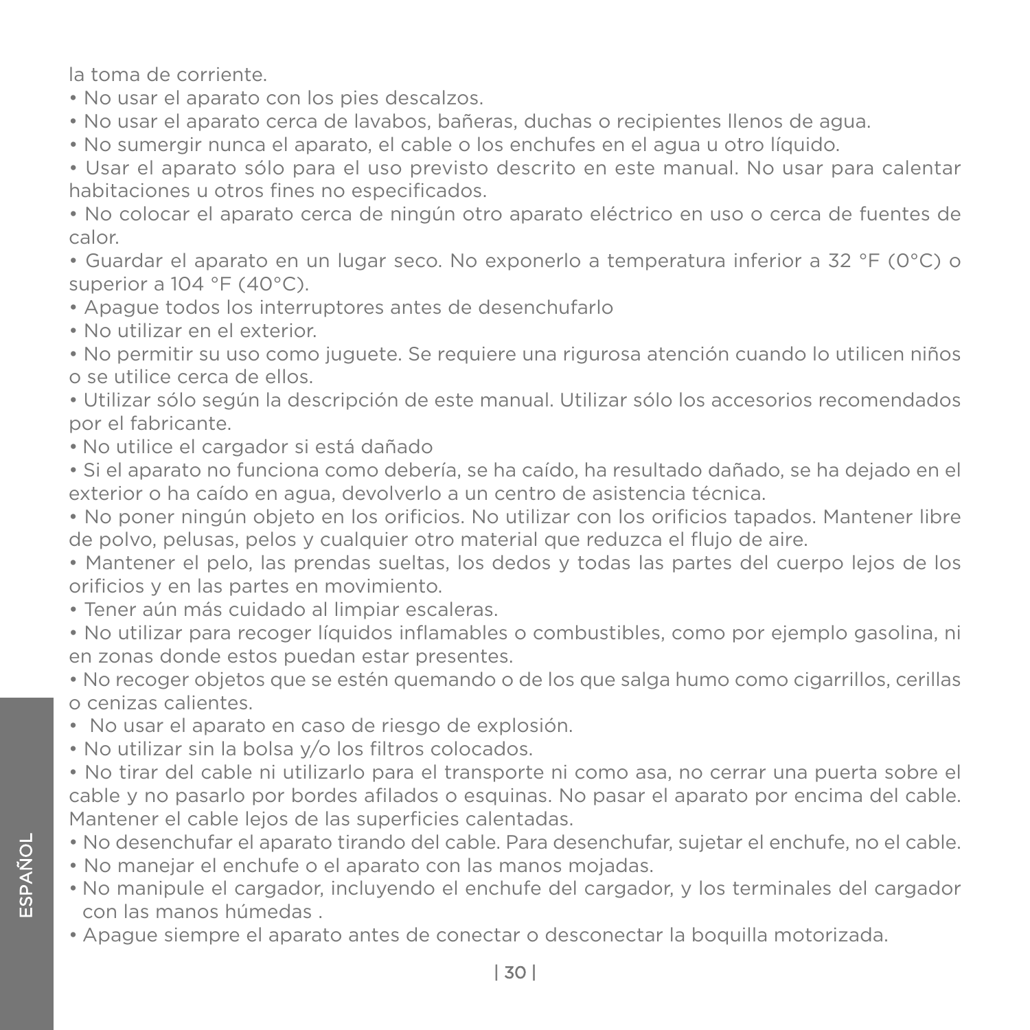la toma de corriente.

- No usar el aparato con los pies descalzos.
- No usar el aparato cerca de lavabos, bañeras, duchas o recipientes llenos de agua.
- No sumergir nunca el aparato, el cable o los enchufes en el agua u otro líquido.
- Usar el aparato sólo para el uso previsto descrito en este manual. No usar para calentar habitaciones u otros fines no especificados.
- No colocar el aparato cerca de ningún otro aparato eléctrico en uso o cerca de fuentes de calor.
- Guardar el aparato en un lugar seco. No exponerlo a temperatura inferior a 32 °F (0°C) o superior a 104 °F (40°C).
- Apague todos los interruptores antes de desenchufarlo
- No utilizar en el exterior.
- No permitir su uso como juguete. Se requiere una rigurosa atención cuando lo utilicen niños o se utilice cerca de ellos.
- Utilizar sólo según la descripción de este manual. Utilizar sólo los accesorios recomendados por el fabricante.
- No utilice el cargador si está dañado
- Si el aparato no funciona como debería, se ha caído, ha resultado dañado, se ha dejado en el exterior o ha caído en agua, devolverlo a un centro de asistencia técnica.
- No poner ningún objeto en los orificios. No utilizar con los orificios tapados. Mantener libre de polvo, pelusas, pelos y cualquier otro material que reduzca el flujo de aire.
- Mantener el pelo, las prendas sueltas, los dedos y todas las partes del cuerpo lejos de los orificios y en las partes en movimiento.
- Tener aún más cuidado al limpiar escaleras.
- No utilizar para recoger líquidos inflamables o combustibles, como por ejemplo gasolina, ni en zonas donde estos puedan estar presentes.
- No recoger objetos que se estén quemando o de los que salga humo como cigarrillos, cerillas o cenizas calientes.
- No usar el aparato en caso de riesgo de explosión.
- No utilizar sin la bolsa y/o los filtros colocados.
- No tirar del cable ni utilizarlo para el transporte ni como asa, no cerrar una puerta sobre el cable y no pasarlo por bordes afilados o esquinas. No pasar el aparato por encima del cable. Mantener el cable lejos de las superficies calentadas.
- No desenchufar el aparato tirando del cable. Para desenchufar, sujetar el enchufe, no el cable.
- No manejar el enchufe o el aparato con las manos mojadas.
- No manipule el cargador, incluyendo el enchufe del cargador, y los terminales del cargador con las manos húmedas .
- Apague siempre el aparato antes de conectar o desconectar la boquilla motorizada.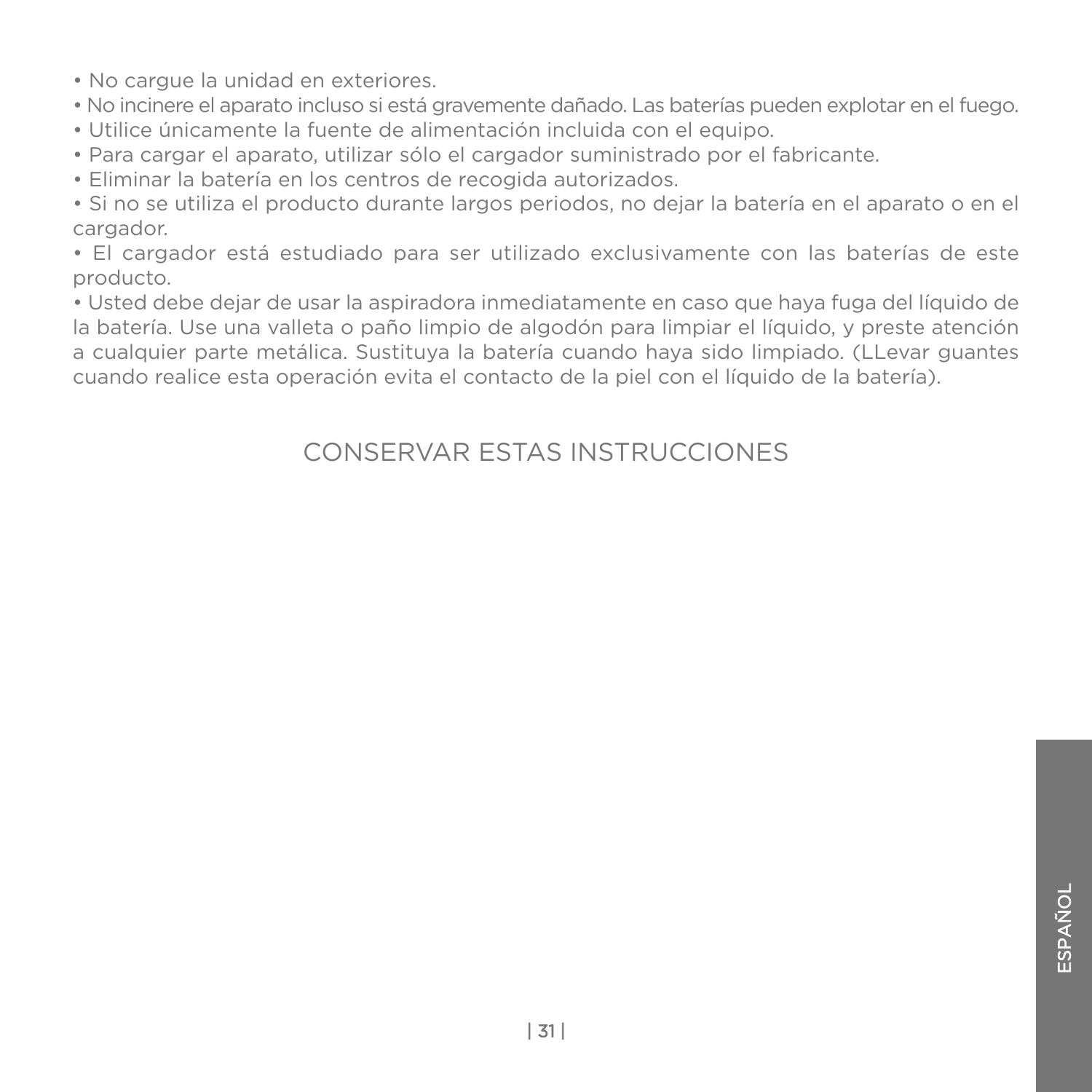- No cargue la unidad en exteriores.
- No incinere el aparato incluso si está gravemente dañado. Las baterías pueden explotar en el fuego.
- Utilice únicamente la fuente de alimentación incluida con el equipo.
- Para cargar el aparato, utilizar sólo el cargador suministrado por el fabricante.
- Eliminar la batería en los centros de recogida autorizados.
- Si no se utiliza el producto durante largos periodos, no dejar la batería en el aparato o en el cargador.
- El cargador está estudiado para ser utilizado exclusivamente con las baterías de este producto.
- Usted debe dejar de usar la aspiradora inmediatamente en caso que haya fuga del líquido de la batería. Use una valleta o paño limpio de algodón para limpiar el líquido, y preste atención a cualquier parte metálica. Sustituya la batería cuando haya sido limpiado. (LLevar guantes cuando realice esta operación evita el contacto de la piel con el líquido de la batería).

## CONSERVAR ESTAS INSTRUCCIONES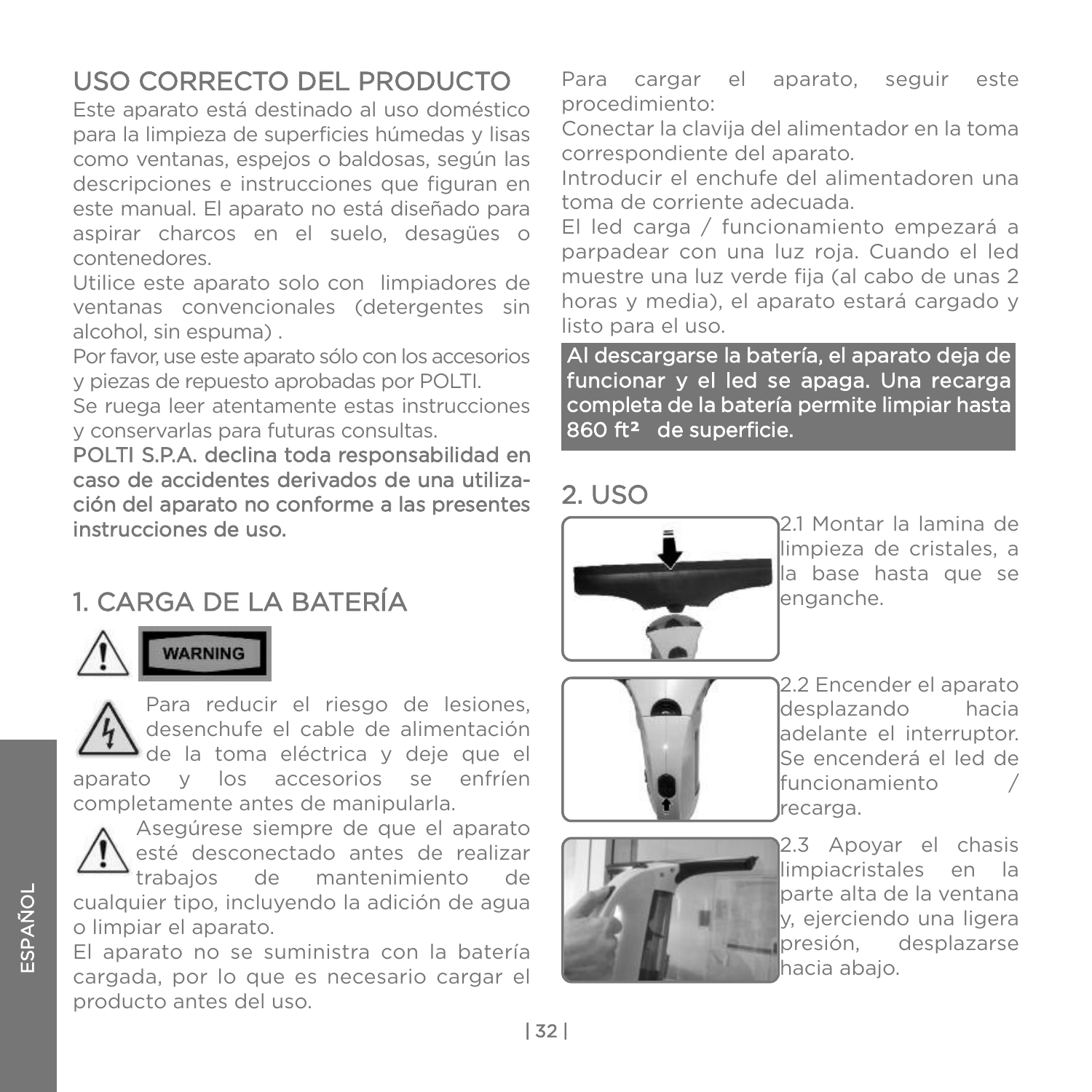## USO CORRECTO DEL PRODUCTO

Este aparato está destinado al uso doméstico para la limpieza de superficies húmedas y lisas como ventanas, espejos o baldosas, según las descripciones e instrucciones que figuran en este manual. El aparato no está diseñado para aspirar charcos en el suelo, desagües o contenedores.

Utilice este aparato solo con limpiadores de ventanas convencionales (detergentes sin alcohol, sin espuma) .

Por favor, use este aparato sólo con los accesorios y piezas de repuesto aprobadas por POLTI.

Se ruega leer atentamente estas instrucciones y conservarlas para futuras consultas.

**POLTI S.P.A. declina toda responsabilidad en caso de accidentes derivados de una utilización del aparato no conforme a las presentes instrucciones de uso.**

## 1. CARGA DE LA BATERÍA

WARNING

Para reducir el riesgo de lesiones, desenchufe el cable de alimentación de la toma eléctrica y deje que el aparato y los accesorios se enfríen completamente antes de manipularla.

Asegúrese siempre de que el aparato esté desconectado antes de realizar trabajos de mantenimiento de cualquier tipo, incluyendo la adición de agua o limpiar el aparato.

El aparato no se suministra con la batería cargada, por lo que es necesario cargar el producto antes del uso.

Para cargar el aparato, seguir este procedimiento:

Conectar la clavija del alimentador en la toma correspondiente del aparato.

Introducir el enchufe del alimentadoren una toma de corriente adecuada.

El led carga / funcionamiento empezará a parpadear con una luz roja. Cuando el led muestre una luz verde fija (al cabo de unas 2 horas y media), el aparato estará cargado y listo para el uso.

**Al descargarse la batería, el aparato deja de funcionar y el led se apaga. Una recarga completa de la batería permite limpiar hasta 860 ft² de superficie.**

## 2. USO

2.1 Montar la lamina de limpieza de cristales, a la base hasta que se enganche.

2.2 Encender el aparato desplazando hacia adelante el interruptor. Se encenderá el led de funcionamiento / recarga.

2.3 Apoyar el chasis limpiacristales en la parte alta de la ventana y, ejerciendo una ligera presión, desplazarse hacia abajo.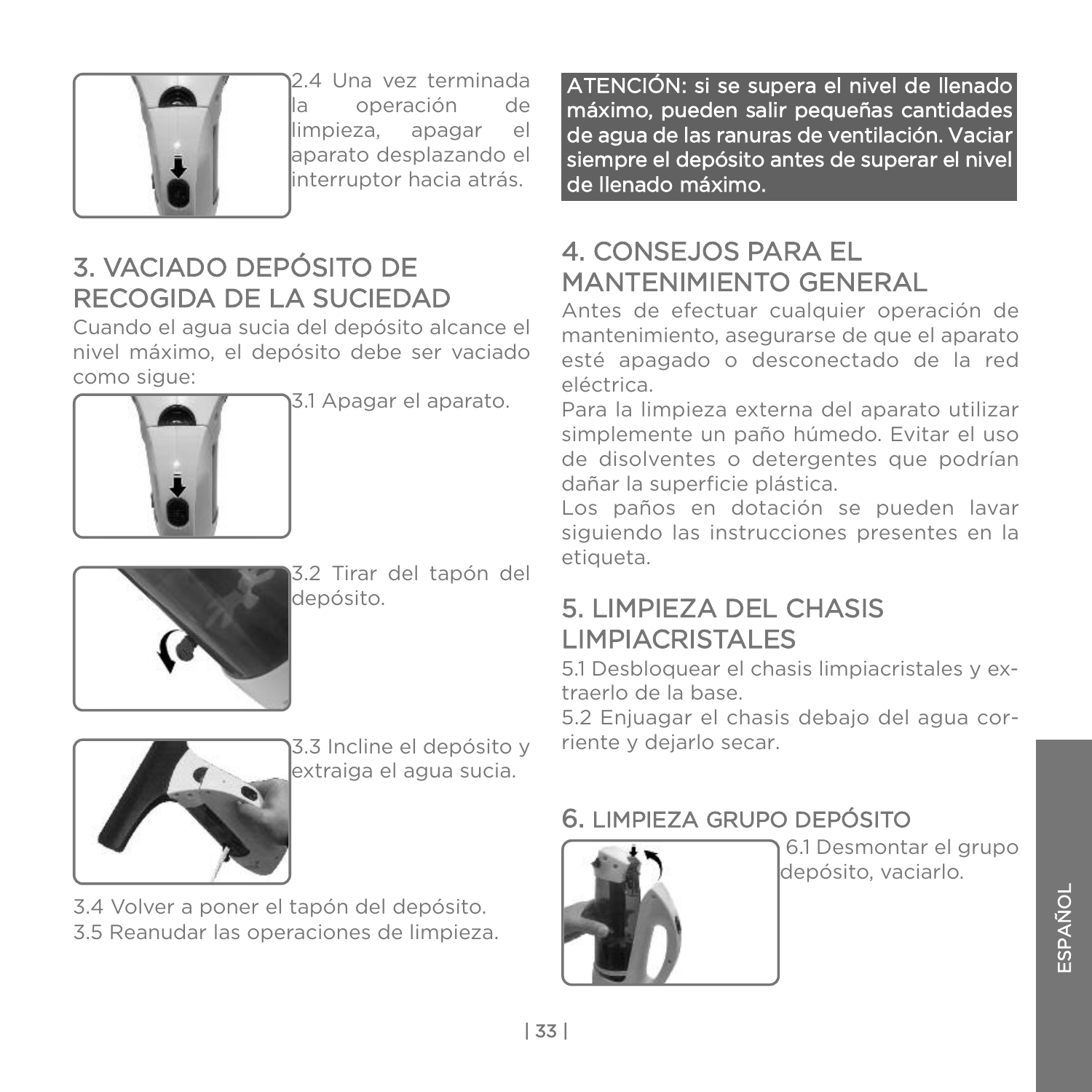2.4 Una vez terminada la operación de limpieza, apagar el aparato desplazando el interruptor hacia atrás.

## 3. VACIADO DEPÓSITO DE RECOGIDA DE LA SUCIEDAD

Cuando el agua sucia del depósito alcance el nivel máximo, el depósito debe ser vaciado como sigue:

3.1 Apagar el aparato.

3.2 Tirar del tapón del depósito.

3.3 Incline el depósito y extraiga el agua sucia.

3.4 Volver a poner el tapón del depósito.
3.5 Reanudar las operaciones de limpieza.

**ATENCIÓN: si se supera el nivel de llenado máximo, pueden salir pequeñas cantidades de agua de las ranuras de ventilación. Vaciar siempre el depósito antes de superar el nivel de llenado máximo.**

## 4. CONSEJOS PARA EL MANTENIMIENTO GENERAL

Antes de efectuar cualquier operación de mantenimiento, asegurarse de que el aparato esté apagado o desconectado de la red eléctrica.
Para la limpieza externa del aparato utilizar simplemente un paño húmedo. Evitar el uso de disolventes o detergentes que podrían dañar la superficie plástica.
Los paños en dotación se pueden lavar siguiendo las instrucciones presentes en la etiqueta.

## 5. LIMPIEZA DEL CHASIS LIMPIACRISTALES

5.1 Desbloquear el chasis limpiacristales y extraerlo de la base.
5.2 Enjuagar el chasis debajo del agua corriente y dejarlo secar.

## 6. LIMPIEZA GRUPO DEPÓSITO

6.1 Desmontar el grupo depósito, vaciarlo.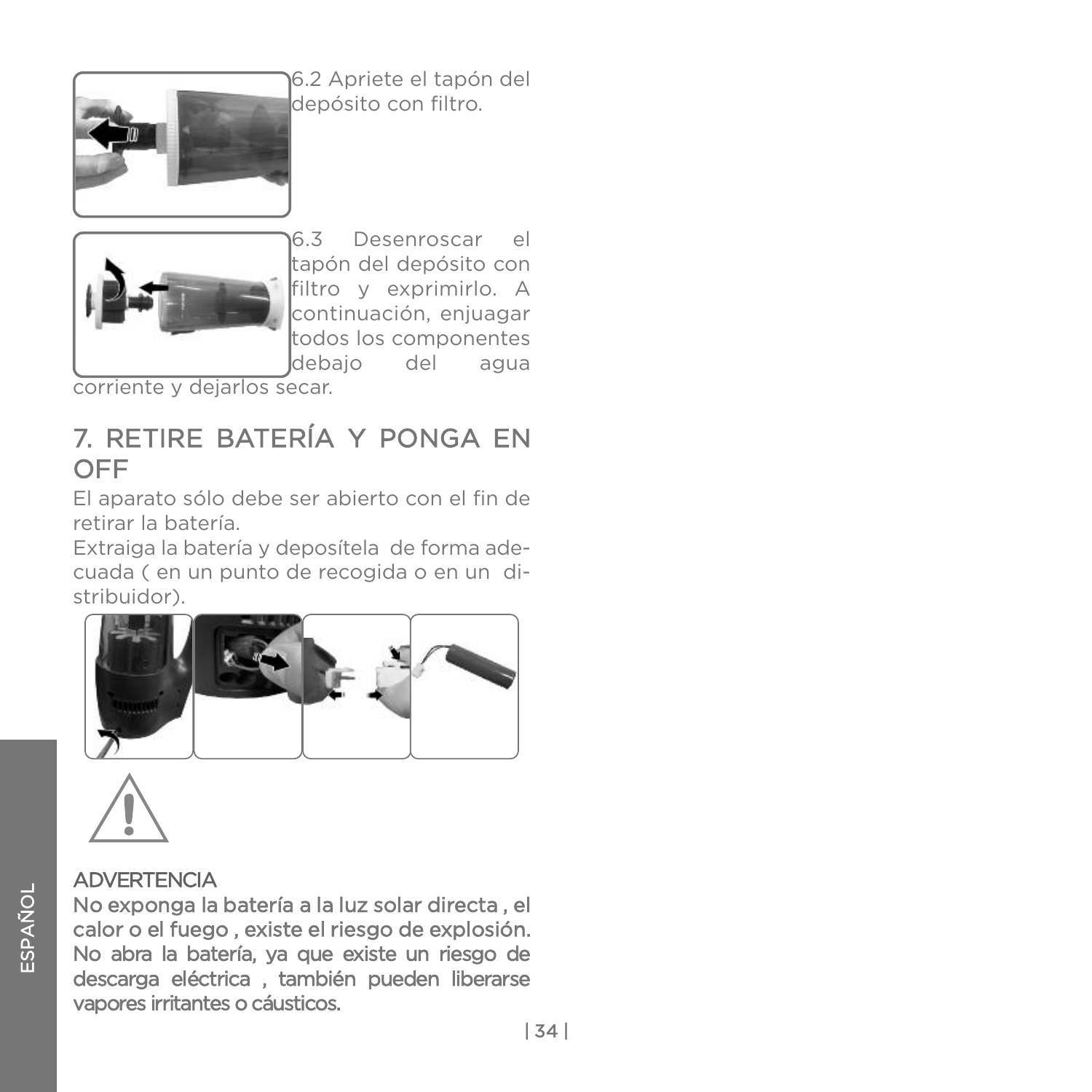6.2 Apriete el tapón del depósito con filtro.

6.3 Desenroscar el tapón del depósito con filtro y exprimirlo. A continuación, enjuagar todos los componentes debajo del agua corriente y dejarlos secar.

## 7. RETIRE BATERÍA Y PONGA EN OFF

El aparato sólo debe ser abierto con el fin de retirar la batería.

Extraiga la batería y deposítela de forma adecuada ( en un punto de recogida o en un distribuidor).

**ADVERTENCIA**

**No exponga la batería a la luz solar directa , el calor o el fuego , existe el riesgo de explosión. No abra la batería, ya que existe un riesgo de descarga eléctrica , también pueden liberarse vapores irritantes o cáusticos.**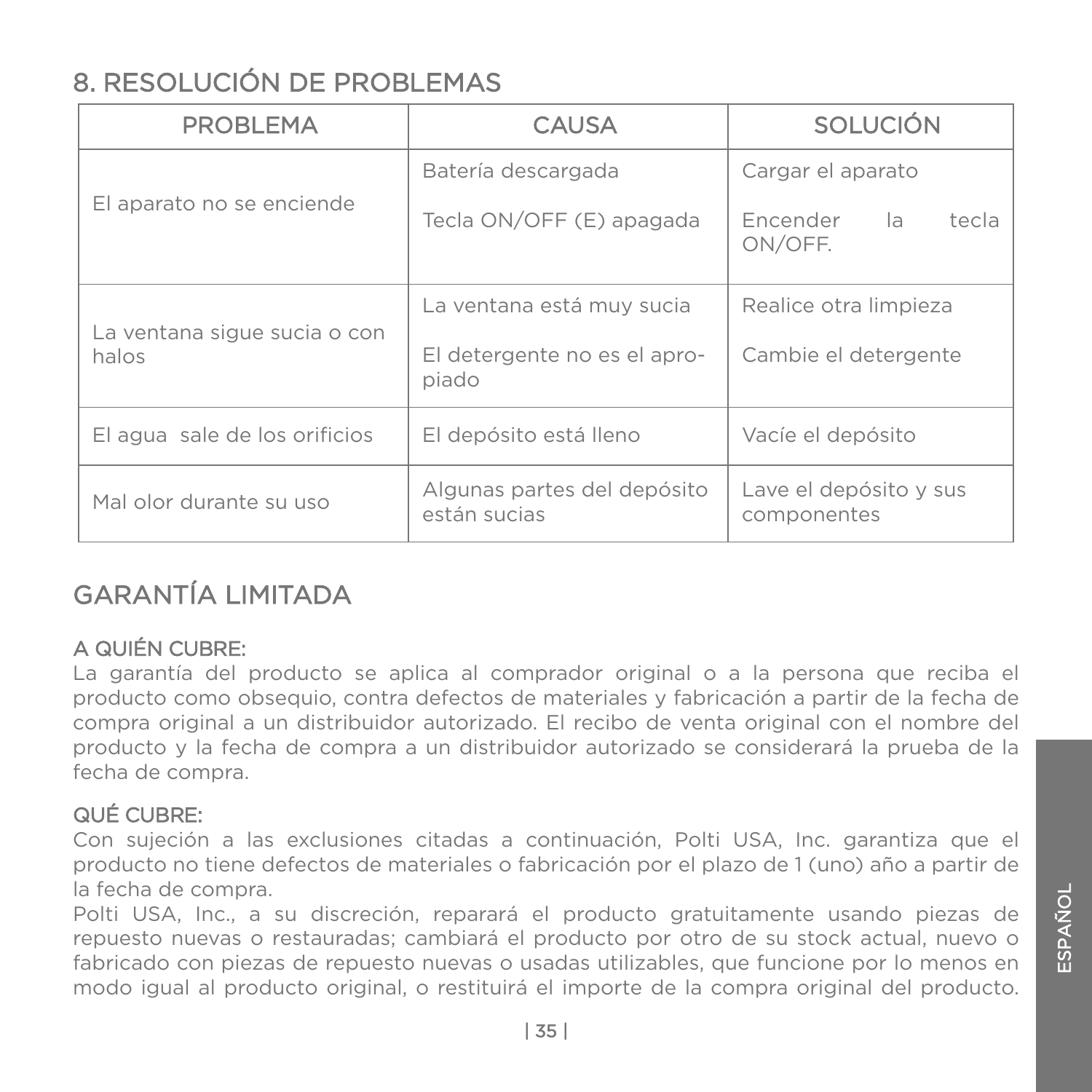## 8. RESOLUCIÓN DE PROBLEMAS

| PROBLEMA | CAUSA | SOLUCIÓN |
|---|---|---|
| El aparato no se enciende | Batería descargada | Cargar el aparato |
| | Tecla ON/OFF (E) apagada | Encender la tecla ON/OFF. |
| La ventana sigue sucia o con halos | La ventana está muy sucia | Realice otra limpieza |
| | El detergente no es el apropiado | Cambie el detergente |
| El agua sale de los orificios | El depósito está lleno | Vacíe el depósito |
| Mal olor durante su uso | Algunas partes del depósito están sucias | Lave el depósito y sus componentes |

## GARANTÍA LIMITADA

### A QUIÉN CUBRE:

La garantía del producto se aplica al comprador original o a la persona que reciba el producto como obsequio, contra defectos de materiales y fabricación a partir de la fecha de compra original a un distribuidor autorizado. El recibo de venta original con el nombre del producto y la fecha de compra a un distribuidor autorizado se considerará la prueba de la fecha de compra.

### QUÉ CUBRE:

Con sujeción a las exclusiones citadas a continuación, Polti USA, Inc. garantiza que el producto no tiene defectos de materiales o fabricación por el plazo de 1 (uno) año a partir de la fecha de compra.

Polti USA, Inc., a su discreción, reparará el producto gratuitamente usando piezas de repuesto nuevas o restauradas; cambiará el producto por otro de su stock actual, nuevo o fabricado con piezas de repuesto nuevas o usadas utilizables, que funcione por lo menos en modo igual al producto original, o restituirá el importe de la compra original del producto.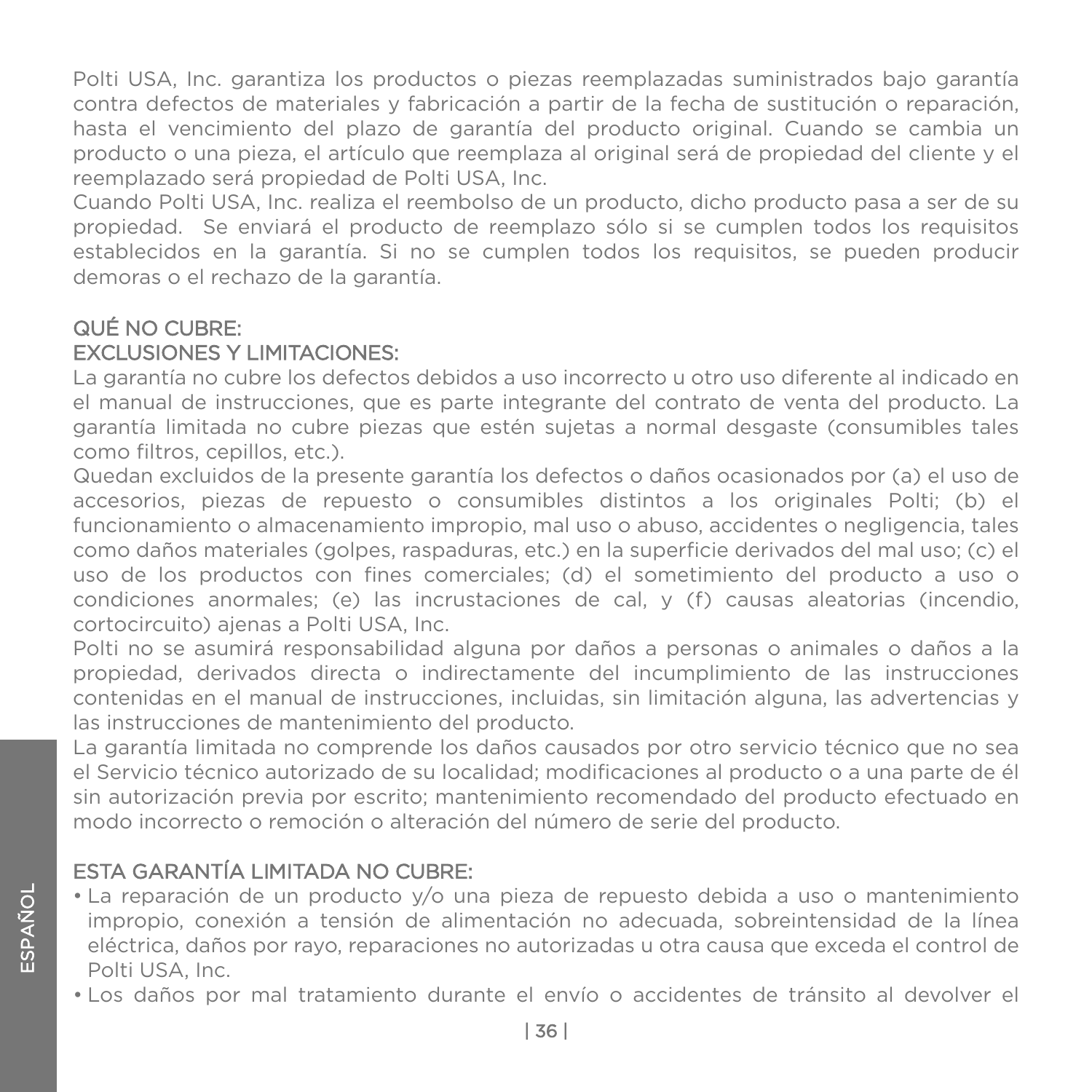Polti USA, Inc. garantiza los productos o piezas reemplazadas suministrados bajo garantía contra defectos de materiales y fabricación a partir de la fecha de sustitución o reparación, hasta el vencimiento del plazo de garantía del producto original. Cuando se cambia un producto o una pieza, el artículo que reemplaza al original será de propiedad del cliente y el reemplazado será propiedad de Polti USA, Inc.

Cuando Polti USA, Inc. realiza el reembolso de un producto, dicho producto pasa a ser de su propiedad. Se enviará el producto de reemplazo sólo si se cumplen todos los requisitos establecidos en la garantía. Si no se cumplen todos los requisitos, se pueden producir demoras o el rechazo de la garantía.

## QUÉ NO CUBRE:

## EXCLUSIONES Y LIMITACIONES:

La garantía no cubre los defectos debidos a uso incorrecto u otro uso diferente al indicado en el manual de instrucciones, que es parte integrante del contrato de venta del producto. La garantía limitada no cubre piezas que estén sujetas a normal desgaste (consumibles tales como filtros, cepillos, etc.).

Quedan excluidos de la presente garantía los defectos o daños ocasionados por (a) el uso de accesorios, piezas de repuesto o consumibles distintos a los originales Polti; (b) el funcionamiento o almacenamiento impropio, mal uso o abuso, accidentes o negligencia, tales como daños materiales (golpes, raspaduras, etc.) en la superficie derivados del mal uso; (c) el uso de los productos con fines comerciales; (d) el sometimiento del producto a uso o condiciones anormales; (e) las incrustaciones de cal, y (f) causas aleatorias (incendio, cortocircuito) ajenas a Polti USA, Inc.

Polti no se asumirá responsabilidad alguna por daños a personas o animales o daños a la propiedad, derivados directa o indirectamente del incumplimiento de las instrucciones contenidas en el manual de instrucciones, incluidas, sin limitación alguna, las advertencias y las instrucciones de mantenimiento del producto.

La garantía limitada no comprende los daños causados por otro servicio técnico que no sea el Servicio técnico autorizado de su localidad; modificaciones al producto o a una parte de él sin autorización previa por escrito; mantenimiento recomendado del producto efectuado en modo incorrecto o remoción o alteración del número de serie del producto.

## ESTA GARANTÍA LIMITADA NO CUBRE:

- La reparación de un producto y/o una pieza de repuesto debida a uso o mantenimiento impropio, conexión a tensión de alimentación no adecuada, sobreintensidad de la línea eléctrica, daños por rayo, reparaciones no autorizadas u otra causa que exceda el control de Polti USA, Inc.
- Los daños por mal tratamiento durante el envío o accidentes de tránsito al devolver el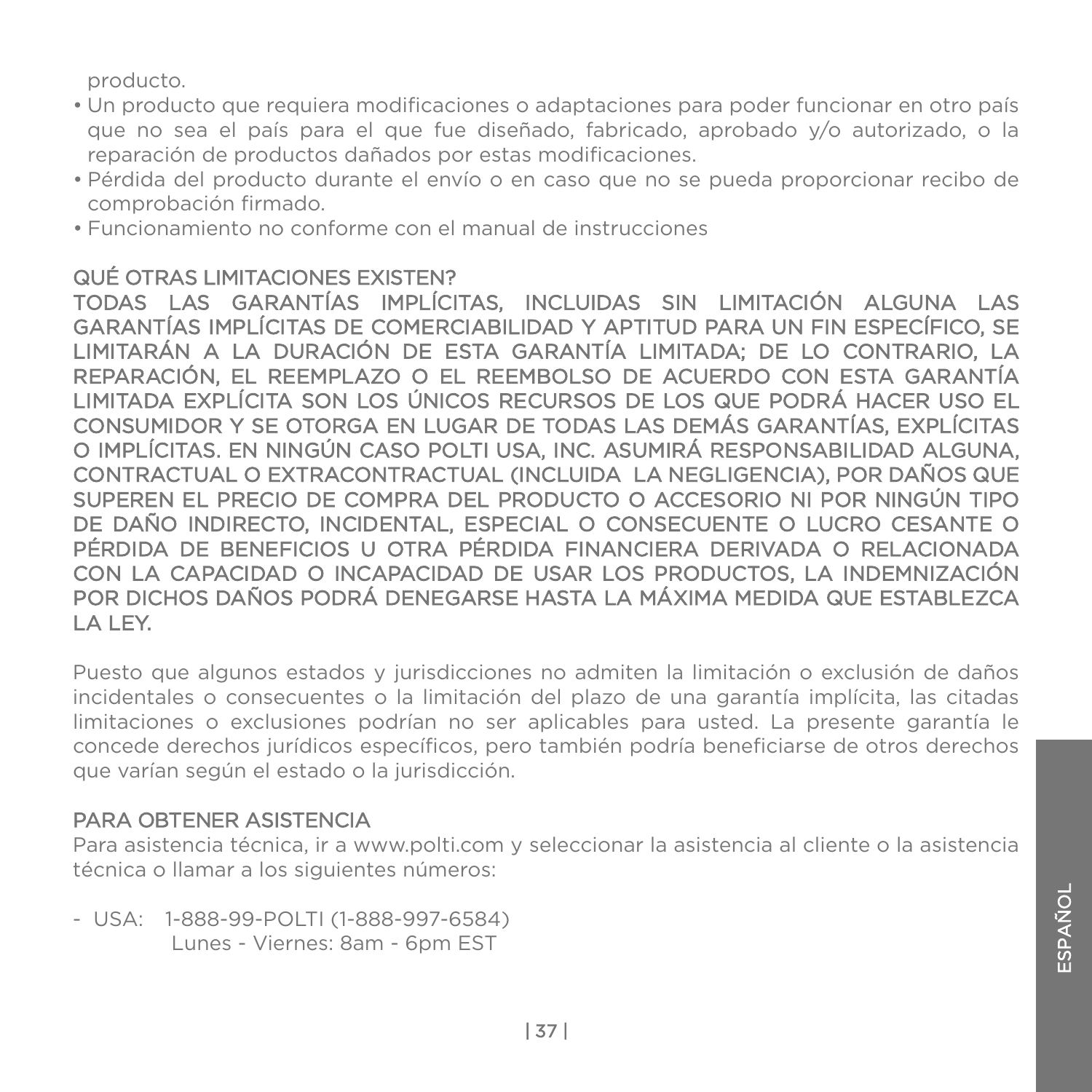producto.

- Un producto que requiera modificaciones o adaptaciones para poder funcionar en otro país que no sea el país para el que fue diseñado, fabricado, aprobado y/o autorizado, o la reparación de productos dañados por estas modificaciones.
- Pérdida del producto durante el envío o en caso que no se pueda proporcionar recibo de comprobación firmado.
- Funcionamiento no conforme con el manual de instrucciones

## QUÉ OTRAS LIMITACIONES EXISTEN?

TODAS LAS GARANTÍAS IMPLÍCITAS, INCLUIDAS SIN LIMITACIÓN ALGUNA LAS GARANTÍAS IMPLÍCITAS DE COMERCIABILIDAD Y APTITUD PARA UN FIN ESPECÍFICO, SE LIMITARÁN A LA DURACIÓN DE ESTA GARANTÍA LIMITADA; DE LO CONTRARIO, LA REPARACIÓN, EL REEMPLAZO O EL REEMBOLSO DE ACUERDO CON ESTA GARANTÍA LIMITADA EXPLÍCITA SON LOS ÚNICOS RECURSOS DE LOS QUE PODRÁ HACER USO EL CONSUMIDOR Y SE OTORGA EN LUGAR DE TODAS LAS DEMÁS GARANTÍAS, EXPLÍCITAS O IMPLÍCITAS. EN NINGÚN CASO POLTI USA, INC. ASUMIRÁ RESPONSABILIDAD ALGUNA, CONTRACTUAL O EXTRACONTRACTUAL (INCLUIDA LA NEGLIGENCIA), POR DAÑOS QUE SUPEREN EL PRECIO DE COMPRA DEL PRODUCTO O ACCESORIO NI POR NINGÚN TIPO DE DAÑO INDIRECTO, INCIDENTAL, ESPECIAL O CONSECUENTE O LUCRO CESANTE O PÉRDIDA DE BENEFICIOS U OTRA PÉRDIDA FINANCIERA DERIVADA O RELACIONADA CON LA CAPACIDAD O INCAPACIDAD DE USAR LOS PRODUCTOS, LA INDEMNIZACIÓN POR DICHOS DAÑOS PODRÁ DENEGARSE HASTA LA MÁXIMA MEDIDA QUE ESTABLEZCA LA LEY.

Puesto que algunos estados y jurisdicciones no admiten la limitación o exclusión de daños incidentales o consecuentes o la limitación del plazo de una garantía implícita, las citadas limitaciones o exclusiones podrían no ser aplicables para usted. La presente garantía le concede derechos jurídicos específicos, pero también podría beneficiarse de otros derechos que varían según el estado o la jurisdicción.

## PARA OBTENER ASISTENCIA

Para asistencia técnica, ir a www.polti.com y seleccionar la asistencia al cliente o la asistencia técnica o llamar a los siguientes números:

- USA: 1-888-99-POLTI (1-888-997-6584)
  Lunes - Viernes: 8am - 6pm EST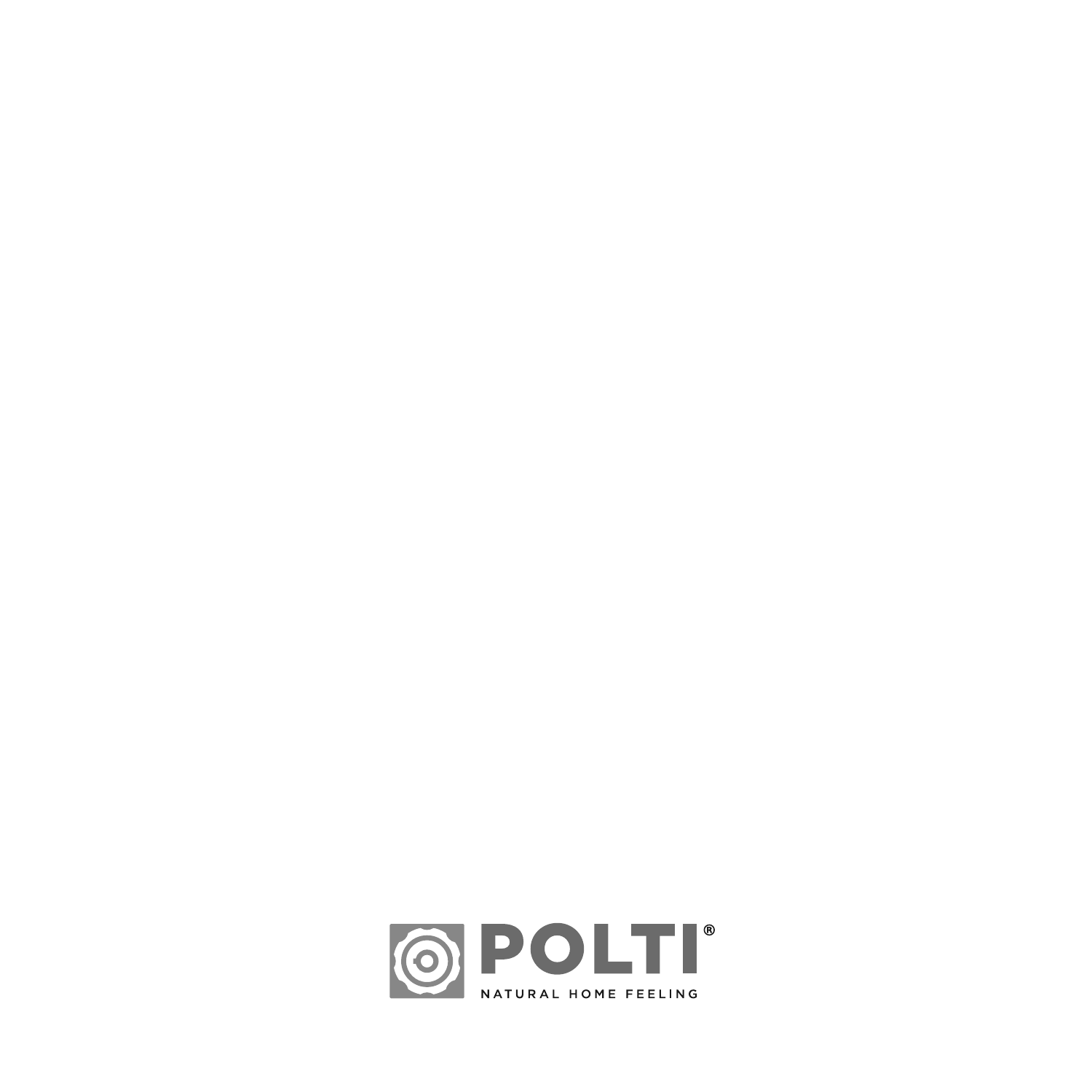POLTI®

NATURAL HOME FEELING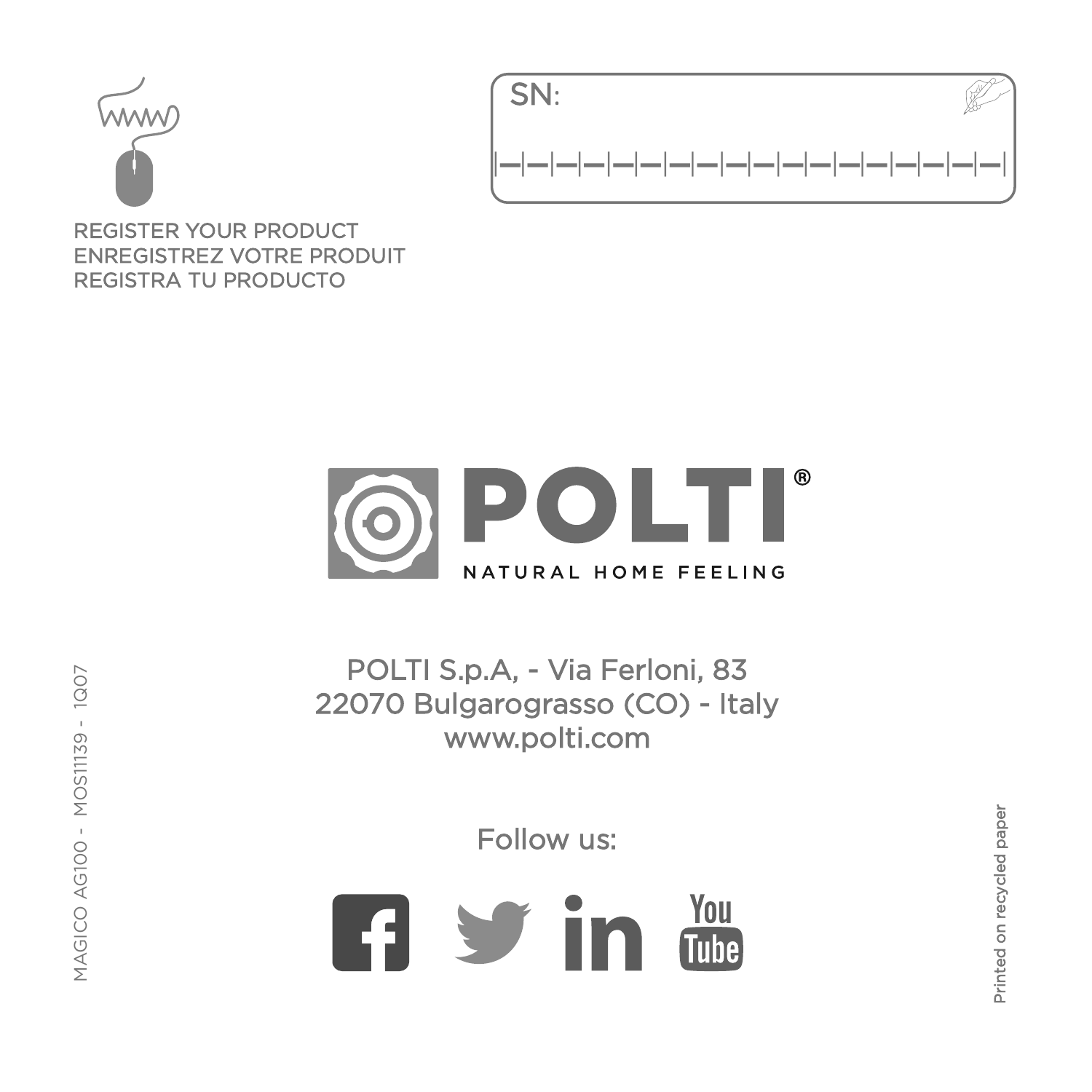REGISTER YOUR PRODUCT
ENREGISTREZ VOTRE PRODUIT
REGISTRA TU PRODUCTO

SN:

POLTI®

NATURAL HOME FEELING

POLTI S.p.A, - Via Ferloni, 83
22070 Bulgarograsso (CO) - Italy
www.polti.com

Follow us:

MAGICO AG100 - MOS11139 - 1Q07

Printed on recycled paper